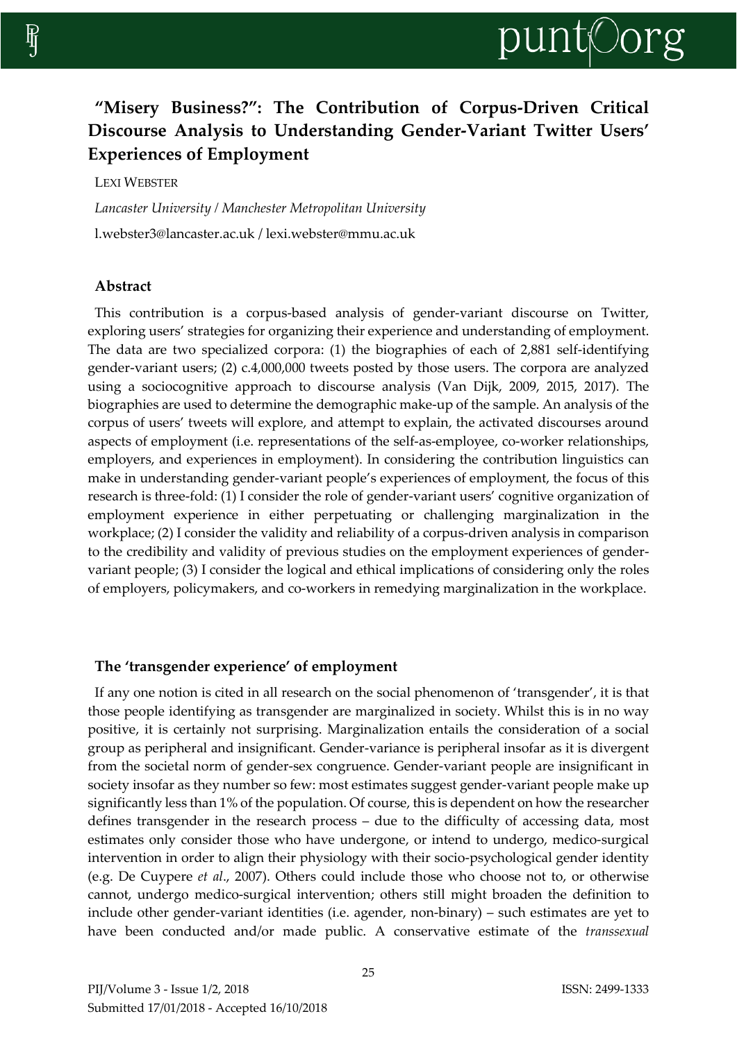# "Misery Business?": The Contribution of Corpus-Driven Critical Discourse Analysis to Understanding Gender-Variant Twitter Users' Experiences of Employment

LEXI WEBSTER

*Lancaster University / Manchester Metropolitan University*

l.webster3@lancaster.ac.uk / lexi.webster@mmu.ac.uk

## Abstract

This contribution is a corpus-based analysis of gender-variant discourse on Twitter, exploring users' strategies for organizing their experience and understanding of employment. The data are two specialized corpora: (1) the biographies of each of 2,881 self-identifying gender-variant users; (2) c.4,000,000 tweets posted by those users. The corpora are analyzed using a sociocognitive approach to discourse analysis (Van Dijk, 2009, 2015, 2017). The biographies are used to determine the demographic make-up of the sample. An analysis of the corpus of users' tweets will explore, and attempt to explain, the activated discourses around aspects of employment (i.e. representations of the self-as-employee, co-worker relationships, employers, and experiences in employment). In considering the contribution linguistics can make in understanding gender-variant people's experiences of employment, the focus of this research is three-fold: (1) I consider the role of gender-variant users' cognitive organization of employment experience in either perpetuating or challenging marginalization in the workplace; (2) I consider the validity and reliability of a corpus-driven analysis in comparison to the credibility and validity of previous studies on the employment experiences of gender-variant people; (3) I consider the logical and ethical implications of considering only the roles of employers, policymakers, and co-workers in remedying marginalization in the workplace.

## The 'transgender experience' of employment

If any one notion is cited in all research on the social phenomenon of 'transgender', it is that those people identifying as transgender are marginalized in society. Whilst this is in no way positive, it is certainly not surprising. Marginalization entails the consideration of a social group as peripheral and insignificant. Gender-variance is peripheral insofar as it is divergent from the societal norm of gender-sex congruence. Gender-variant people are insignificant in society insofar as they number so few: most estimates suggest gender-variant people make up significantly less than 1% of the population. Of course, this is dependent on how the researcher defines transgender in the research process – due to the difficulty of accessing data, most estimates only consider those who have undergone, or intend to undergo, medico-surgical intervention in order to align their physiology with their socio-psychological gender identity (e.g. De Cuypere *et al*., 2007). Others could include those who choose not to, or otherwise cannot, undergo medico-surgical intervention; others still might broaden the definition to include other gender-variant identities (i.e. agender, non-binary) – such estimates are yet to have been conducted and/or made public. A conservative estimate of the *transsexual*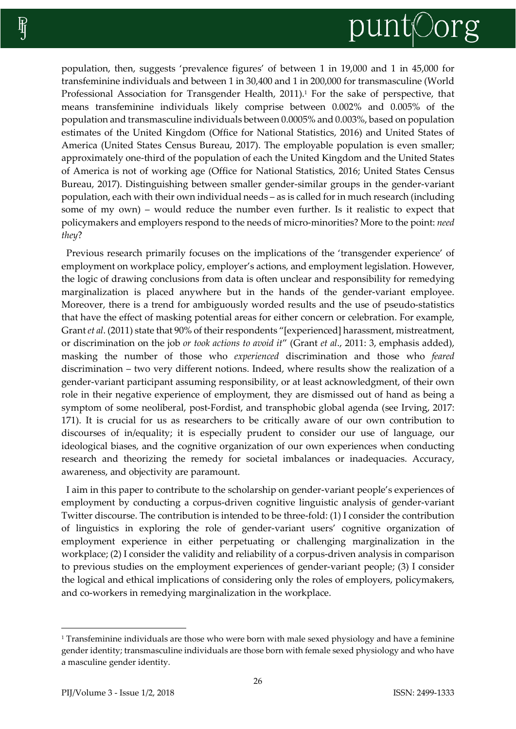population, then, suggests 'prevalence figures' of between 1 in 19,000 and 1 in 45,000 for transfeminine individuals and between 1 in 30,400 and 1 in 200,000 for transmasculine (World Professional Association for Transgender Health, 2011).[1] For the sake of perspective, that means transfeminine individuals likely comprise between 0.002% and 0.005% of the population and transmasculine individuals between 0.0005% and 0.003%, based on population estimates of the United Kingdom (Office for National Statistics, 2016) and United States of America (United States Census Bureau, 2017). The employable population is even smaller; approximately one-third of the population of each the United Kingdom and the United States of America is not of working age (Office for National Statistics, 2016; United States Census Bureau, 2017). Distinguishing between smaller gender-similar groups in the gender-variant population, each with their own individual needs – as is called for in much research (including some of my own) – would reduce the number even further. Is it realistic to expect that policymakers and employers respond to the needs of micro-minorities? More to the point: *need they*?

Previous research primarily focuses on the implications of the 'transgender experience' of employment on workplace policy, employer's actions, and employment legislation. However, the logic of drawing conclusions from data is often unclear and responsibility for remedying marginalization is placed anywhere but in the hands of the gender-variant employee. Moreover, there is a trend for ambiguously worded results and the use of pseudo-statistics that have the effect of masking potential areas for either concern or celebration. For example, Grant *et al*. (2011) state that 90% of their respondents "[experienced] harassment, mistreatment, or discrimination on the job *or took actions to avoid it*" (Grant *et al*., 2011: 3, emphasis added), masking the number of those who *experienced* discrimination and those who *feared* discrimination – two very different notions. Indeed, where results show the realization of a gender-variant participant assuming responsibility, or at least acknowledgment, of their own role in their negative experience of employment, they are dismissed out of hand as being a symptom of some neoliberal, post-Fordist, and transphobic global agenda (see Irving, 2017: 171). It is crucial for us as researchers to be critically aware of our own contribution to discourses of in/equality; it is especially prudent to consider our use of language, our ideological biases, and the cognitive organization of our own experiences when conducting research and theorizing the remedy for societal imbalances or inadequacies. Accuracy, awareness, and objectivity are paramount.

I aim in this paper to contribute to the scholarship on gender-variant people's experiences of employment by conducting a corpus-driven cognitive linguistic analysis of gender-variant Twitter discourse. The contribution is intended to be three-fold: (1) I consider the contribution of linguistics in exploring the role of gender-variant users' cognitive organization of employment experience in either perpetuating or challenging marginalization in the workplace; (2) I consider the validity and reliability of a corpus-driven analysis in comparison to previous studies on the employment experiences of gender-variant people; (3) I consider the logical and ethical implications of considering only the roles of employers, policymakers, and co-workers in remedying marginalization in the workplace.

---

[1] Transfeminine individuals are those who were born with male sexed physiology and have a feminine gender identity; transmasculine individuals are those born with female sexed physiology and who have a masculine gender identity.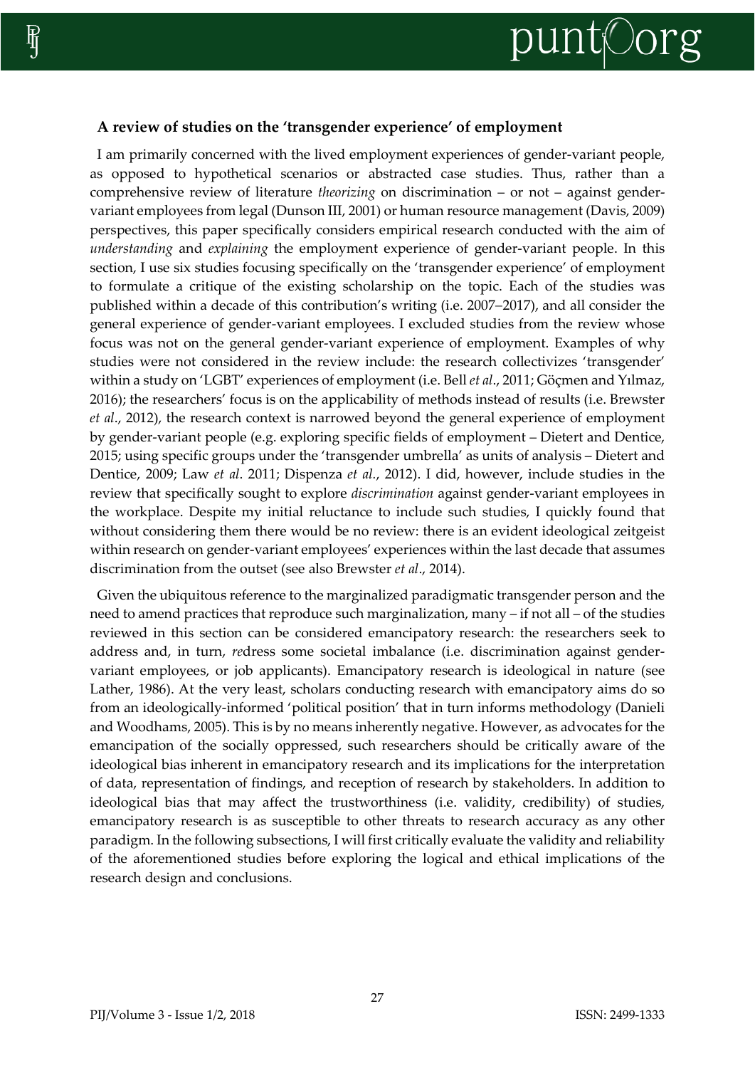### A review of studies on the 'transgender experience' of employment

I am primarily concerned with the lived employment experiences of gender-variant people, as opposed to hypothetical scenarios or abstracted case studies. Thus, rather than a comprehensive review of literature *theorizing* on discrimination – or not – against gender-variant employees from legal (Dunson III, 2001) or human resource management (Davis, 2009) perspectives, this paper specifically considers empirical research conducted with the aim of *understanding* and *explaining* the employment experience of gender-variant people. In this section, I use six studies focusing specifically on the 'transgender experience' of employment to formulate a critique of the existing scholarship on the topic. Each of the studies was published within a decade of this contribution's writing (i.e. 2007–2017), and all consider the general experience of gender-variant employees. I excluded studies from the review whose focus was not on the general gender-variant experience of employment. Examples of why studies were not considered in the review include: the research collectivizes 'transgender' within a study on 'LGBT' experiences of employment (i.e. Bell *et al*., 2011; Göçmen and Yılmaz, 2016); the researchers' focus is on the applicability of methods instead of results (i.e. Brewster *et al*., 2012), the research context is narrowed beyond the general experience of employment by gender-variant people (e.g. exploring specific fields of employment – Dietert and Dentice, 2015; using specific groups under the 'transgender umbrella' as units of analysis – Dietert and Dentice, 2009; Law *et al*. 2011; Dispenza *et al.*, 2012). I did, however, include studies in the review that specifically sought to explore *discrimination* against gender-variant employees in the workplace. Despite my initial reluctance to include such studies, I quickly found that without considering them there would be no review: there is an evident ideological zeitgeist within research on gender-variant employees' experiences within the last decade that assumes discrimination from the outset (see also Brewster *et al*., 2014).

Given the ubiquitous reference to the marginalized paradigmatic transgender person and the need to amend practices that reproduce such marginalization, many – if not all – of the studies reviewed in this section can be considered emancipatory research: the researchers seek to address and, in turn, *re*dress some societal imbalance (i.e. discrimination against gender-variant employees, or job applicants). Emancipatory research is ideological in nature (see Lather, 1986). At the very least, scholars conducting research with emancipatory aims do so from an ideologically-informed 'political position' that in turn informs methodology (Danieli and Woodhams, 2005). This is by no means inherently negative. However, as advocates for the emancipation of the socially oppressed, such researchers should be critically aware of the ideological bias inherent in emancipatory research and its implications for the interpretation of data, representation of findings, and reception of research by stakeholders. In addition to ideological bias that may affect the trustworthiness (i.e. validity, credibility) of studies, emancipatory research is as susceptible to other threats to research accuracy as any other paradigm. In the following subsections, I will first critically evaluate the validity and reliability of the aforementioned studies before exploring the logical and ethical implications of the research design and conclusions.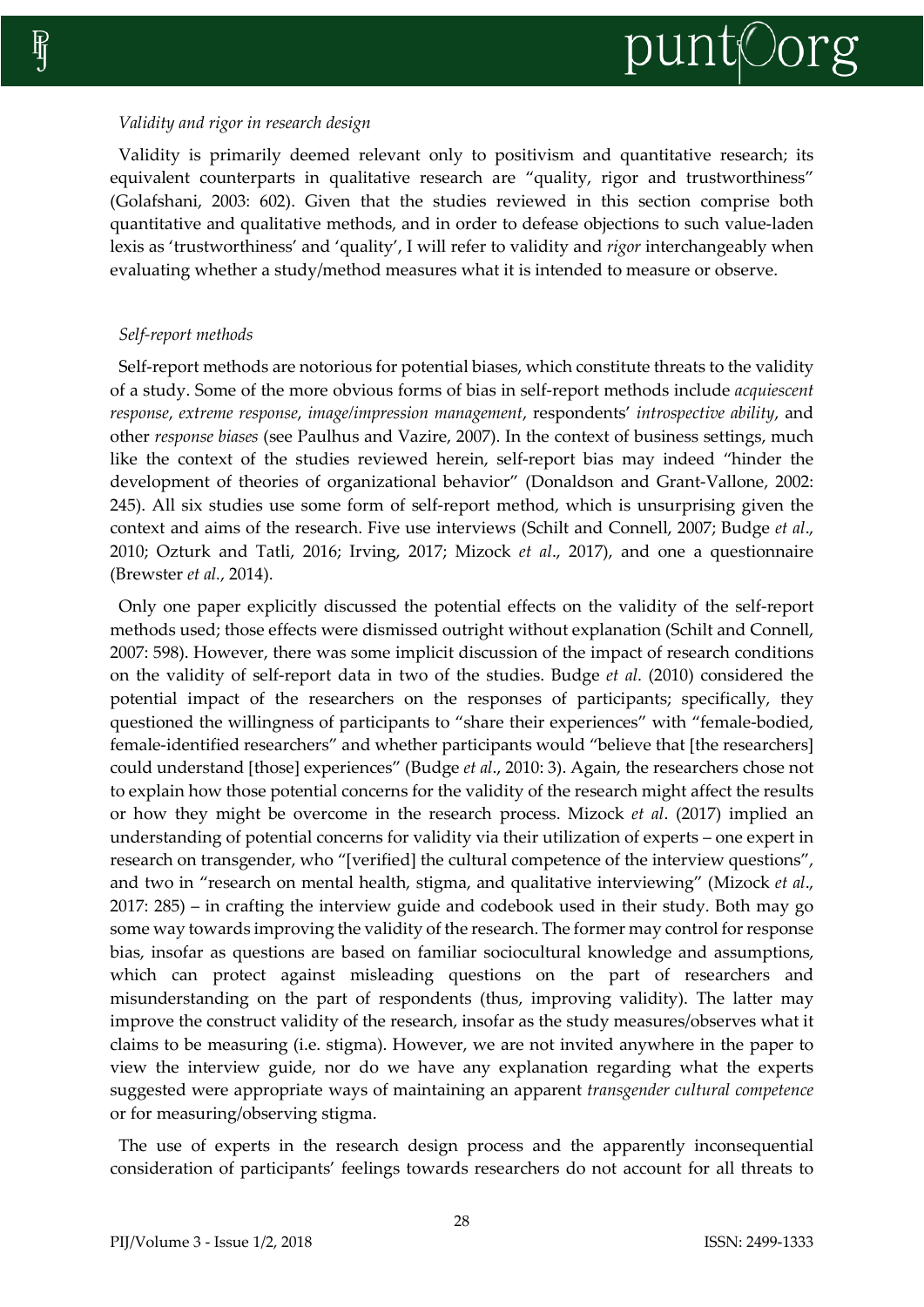*Validity and rigor in research design*

Validity is primarily deemed relevant only to positivism and quantitative research; its equivalent counterparts in qualitative research are "quality, rigor and trustworthiness" (Golafshani, 2003: 602). Given that the studies reviewed in this section comprise both quantitative and qualitative methods, and in order to defease objections to such value-laden lexis as 'trustworthiness' and 'quality', I will refer to validity and *rigor* interchangeably when evaluating whether a study/method measures what it is intended to measure or observe.

*Self-report methods*

Self-report methods are notorious for potential biases, which constitute threats to the validity of a study. Some of the more obvious forms of bias in self-report methods include *acquiescent response*, *extreme response*, *image/impression management*, respondents' *introspective ability*, and other *response biases* (see Paulhus and Vazire, 2007). In the context of business settings, much like the context of the studies reviewed herein, self-report bias may indeed "hinder the development of theories of organizational behavior" (Donaldson and Grant-Vallone, 2002: 245). All six studies use some form of self-report method, which is unsurprising given the context and aims of the research. Five use interviews (Schilt and Connell, 2007; Budge *et al*., 2010; Ozturk and Tatli, 2016; Irving, 2017; Mizock *et al*., 2017), and one a questionnaire (Brewster *et al.*, 2014).

Only one paper explicitly discussed the potential effects on the validity of the self-report methods used; those effects were dismissed outright without explanation (Schilt and Connell, 2007: 598). However, there was some implicit discussion of the impact of research conditions on the validity of self-report data in two of the studies. Budge *et al*. (2010) considered the potential impact of the researchers on the responses of participants; specifically, they questioned the willingness of participants to "share their experiences" with "female-bodied, female-identified researchers" and whether participants would "believe that [the researchers] could understand [those] experiences" (Budge *et al*., 2010: 3). Again, the researchers chose not to explain how those potential concerns for the validity of the research might affect the results or how they might be overcome in the research process. Mizock *et al*. (2017) implied an understanding of potential concerns for validity via their utilization of experts – one expert in research on transgender, who "[verified] the cultural competence of the interview questions", and two in "research on mental health, stigma, and qualitative interviewing" (Mizock *et al*., 2017: 285) – in crafting the interview guide and codebook used in their study. Both may go some way towards improving the validity of the research. The former may control for response bias, insofar as questions are based on familiar sociocultural knowledge and assumptions, which can protect against misleading questions on the part of researchers and misunderstanding on the part of respondents (thus, improving validity). The latter may improve the construct validity of the research, insofar as the study measures/observes what it claims to be measuring (i.e. stigma). However, we are not invited anywhere in the paper to view the interview guide, nor do we have any explanation regarding what the experts suggested were appropriate ways of maintaining an apparent *transgender cultural competence* or for measuring/observing stigma.

The use of experts in the research design process and the apparently inconsequential consideration of participants' feelings towards researchers do not account for all threats to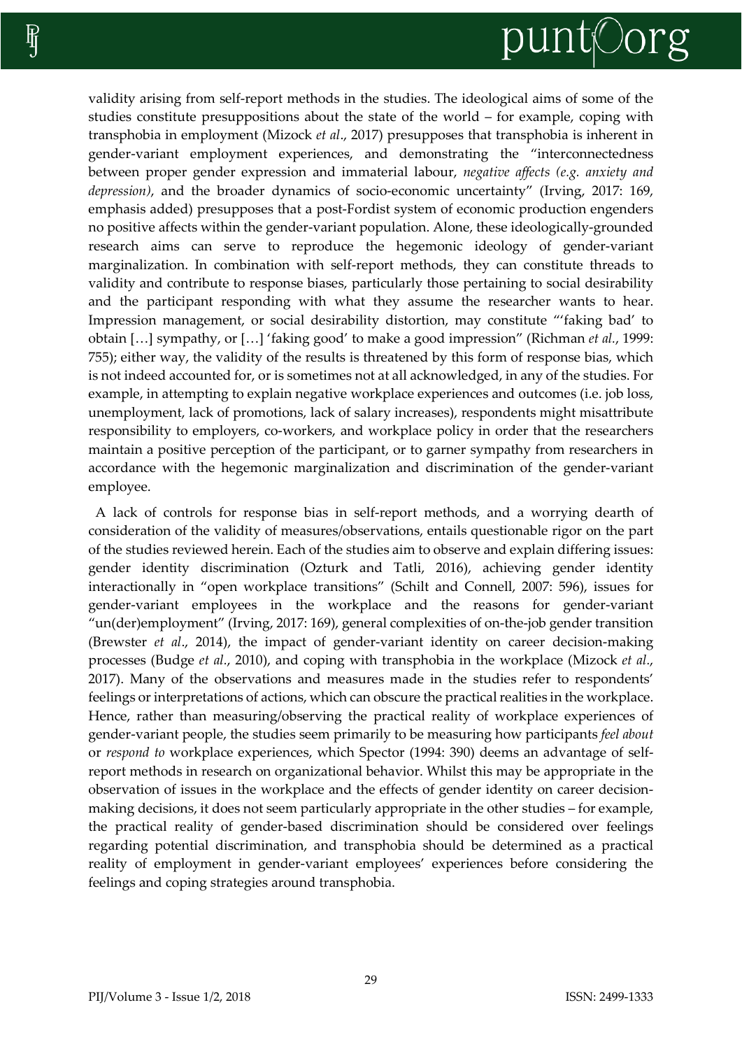validity arising from self-report methods in the studies. The ideological aims of some of the studies constitute presuppositions about the state of the world – for example, coping with transphobia in employment (Mizock *et al*., 2017) presupposes that transphobia is inherent in gender-variant employment experiences, and demonstrating the "interconnectedness between proper gender expression and immaterial labour, *negative affects (e.g. anxiety and depression)*, and the broader dynamics of socio-economic uncertainty" (Irving, 2017: 169, emphasis added) presupposes that a post-Fordist system of economic production engenders no positive affects within the gender-variant population. Alone, these ideologically-grounded research aims can serve to reproduce the hegemonic ideology of gender-variant marginalization. In combination with self-report methods, they can constitute threads to validity and contribute to response biases, particularly those pertaining to social desirability and the participant responding with what they assume the researcher wants to hear. Impression management, or social desirability distortion, may constitute "'faking bad' to obtain […] sympathy, or […] 'faking good' to make a good impression" (Richman *et al.*, 1999: 755); either way, the validity of the results is threatened by this form of response bias, which is not indeed accounted for, or is sometimes not at all acknowledged, in any of the studies. For example, in attempting to explain negative workplace experiences and outcomes (i.e. job loss, unemployment, lack of promotions, lack of salary increases), respondents might misattribute responsibility to employers, co-workers, and workplace policy in order that the researchers maintain a positive perception of the participant, or to garner sympathy from researchers in accordance with the hegemonic marginalization and discrimination of the gender-variant employee.

A lack of controls for response bias in self-report methods, and a worrying dearth of consideration of the validity of measures/observations, entails questionable rigor on the part of the studies reviewed herein. Each of the studies aim to observe and explain differing issues: gender identity discrimination (Ozturk and Tatli, 2016), achieving gender identity interactionally in "open workplace transitions" (Schilt and Connell, 2007: 596), issues for gender-variant employees in the workplace and the reasons for gender-variant "un(der)employment" (Irving, 2017: 169), general complexities of on-the-job gender transition (Brewster *et al*., 2014), the impact of gender-variant identity on career decision-making processes (Budge *et al*., 2010), and coping with transphobia in the workplace (Mizock *et al*., 2017). Many of the observations and measures made in the studies refer to respondents' feelings or interpretations of actions, which can obscure the practical realities in the workplace. Hence, rather than measuring/observing the practical reality of workplace experiences of gender-variant people, the studies seem primarily to be measuring how participants *feel about* or *respond to* workplace experiences, which Spector (1994: 390) deems an advantage of self-report methods in research on organizational behavior. Whilst this may be appropriate in the observation of issues in the workplace and the effects of gender identity on career decision-making decisions, it does not seem particularly appropriate in the other studies – for example, the practical reality of gender-based discrimination should be considered over feelings regarding potential discrimination, and transphobia should be determined as a practical reality of employment in gender-variant employees' experiences before considering the feelings and coping strategies around transphobia.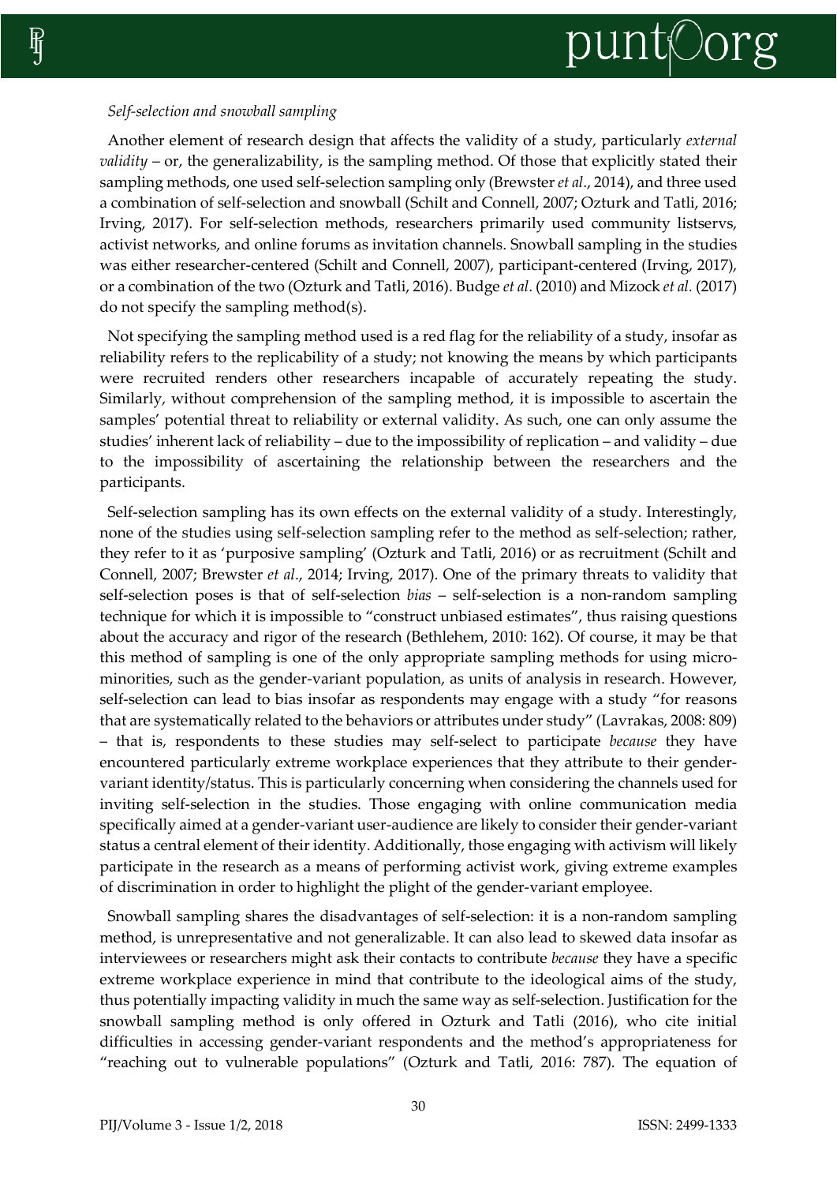*Self-selection and snowball sampling*

Another element of research design that affects the validity of a study, particularly *external validity* – or, the generalizability, is the sampling method. Of those that explicitly stated their sampling methods, one used self-selection sampling only (Brewster *et al*., 2014), and three used a combination of self-selection and snowball (Schilt and Connell, 2007; Ozturk and Tatli, 2016; Irving, 2017). For self-selection methods, researchers primarily used community listservs, activist networks, and online forums as invitation channels. Snowball sampling in the studies was either researcher-centered (Schilt and Connell, 2007), participant-centered (Irving, 2017), or a combination of the two (Ozturk and Tatli, 2016). Budge *et al*. (2010) and Mizock *et al*. (2017) do not specify the sampling method(s).

Not specifying the sampling method used is a red flag for the reliability of a study, insofar as reliability refers to the replicability of a study; not knowing the means by which participants were recruited renders other researchers incapable of accurately repeating the study. Similarly, without comprehension of the sampling method, it is impossible to ascertain the samples' potential threat to reliability or external validity. As such, one can only assume the studies' inherent lack of reliability – due to the impossibility of replication – and validity – due to the impossibility of ascertaining the relationship between the researchers and the participants.

Self-selection sampling has its own effects on the external validity of a study. Interestingly, none of the studies using self-selection sampling refer to the method as self-selection; rather, they refer to it as 'purposive sampling' (Ozturk and Tatli, 2016) or as recruitment (Schilt and Connell, 2007; Brewster *et al*., 2014; Irving, 2017). One of the primary threats to validity that self-selection poses is that of self-selection *bias* – self-selection is a non-random sampling technique for which it is impossible to "construct unbiased estimates", thus raising questions about the accuracy and rigor of the research (Bethlehem, 2010: 162). Of course, it may be that this method of sampling is one of the only appropriate sampling methods for using micro-minorities, such as the gender-variant population, as units of analysis in research. However, self-selection can lead to bias insofar as respondents may engage with a study "for reasons that are systematically related to the behaviors or attributes under study" (Lavrakas, 2008: 809) – that is, respondents to these studies may self-select to participate *because* they have encountered particularly extreme workplace experiences that they attribute to their gender-variant identity/status. This is particularly concerning when considering the channels used for inviting self-selection in the studies. Those engaging with online communication media specifically aimed at a gender-variant user-audience are likely to consider their gender-variant status a central element of their identity. Additionally, those engaging with activism will likely participate in the research as a means of performing activist work, giving extreme examples of discrimination in order to highlight the plight of the gender-variant employee.

Snowball sampling shares the disadvantages of self-selection: it is a non-random sampling method, is unrepresentative and not generalizable. It can also lead to skewed data insofar as interviewees or researchers might ask their contacts to contribute *because* they have a specific extreme workplace experience in mind that contribute to the ideological aims of the study, thus potentially impacting validity in much the same way as self-selection. Justification for the snowball sampling method is only offered in Ozturk and Tatli (2016), who cite initial difficulties in accessing gender-variant respondents and the method's appropriateness for "reaching out to vulnerable populations" (Ozturk and Tatli, 2016: 787). The equation of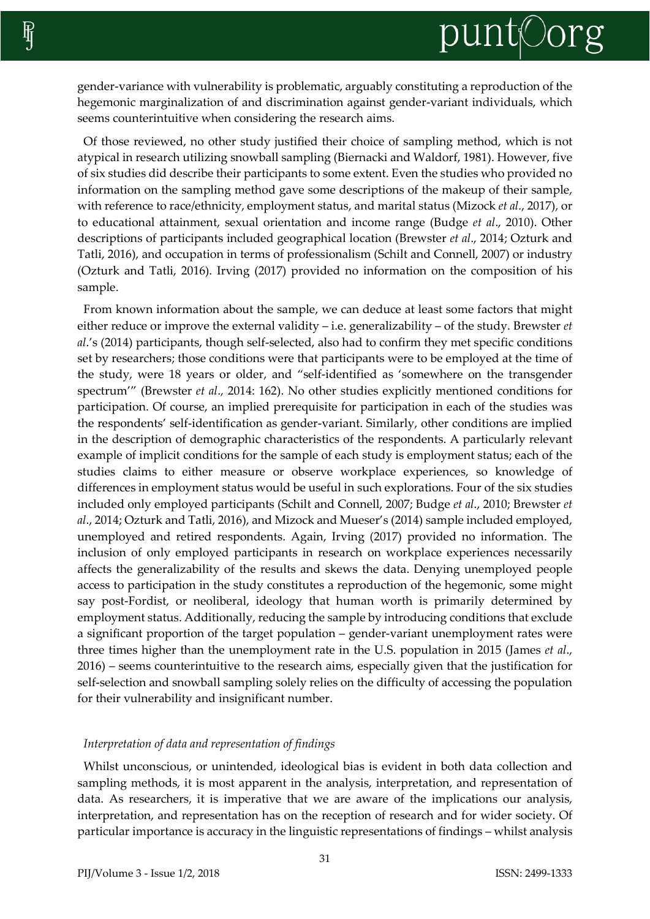gender-variance with vulnerability is problematic, arguably constituting a reproduction of the hegemonic marginalization of and discrimination against gender-variant individuals, which seems counterintuitive when considering the research aims.

Of those reviewed, no other study justified their choice of sampling method, which is not atypical in research utilizing snowball sampling (Biernacki and Waldorf, 1981). However, five of six studies did describe their participants to some extent. Even the studies who provided no information on the sampling method gave some descriptions of the makeup of their sample, with reference to race/ethnicity, employment status, and marital status (Mizock *et al.*, 2017), or to educational attainment, sexual orientation and income range (Budge *et al*., 2010). Other descriptions of participants included geographical location (Brewster *et al*., 2014; Ozturk and Tatli, 2016), and occupation in terms of professionalism (Schilt and Connell, 2007) or industry (Ozturk and Tatli, 2016). Irving (2017) provided no information on the composition of his sample.

From known information about the sample, we can deduce at least some factors that might either reduce or improve the external validity – i.e. generalizability – of the study. Brewster *et al*.'s (2014) participants, though self-selected, also had to confirm they met specific conditions set by researchers; those conditions were that participants were to be employed at the time of the study, were 18 years or older, and "self-identified as 'somewhere on the transgender spectrum'" (Brewster *et al*., 2014: 162). No other studies explicitly mentioned conditions for participation. Of course, an implied prerequisite for participation in each of the studies was the respondents' self-identification as gender-variant. Similarly, other conditions are implied in the description of demographic characteristics of the respondents. A particularly relevant example of implicit conditions for the sample of each study is employment status; each of the studies claims to either measure or observe workplace experiences, so knowledge of differences in employment status would be useful in such explorations. Four of the six studies included only employed participants (Schilt and Connell, 2007; Budge *et al*., 2010; Brewster *et al*., 2014; Ozturk and Tatli, 2016), and Mizock and Mueser's (2014) sample included employed, unemployed and retired respondents. Again, Irving (2017) provided no information. The inclusion of only employed participants in research on workplace experiences necessarily affects the generalizability of the results and skews the data. Denying unemployed people access to participation in the study constitutes a reproduction of the hegemonic, some might say post-Fordist, or neoliberal, ideology that human worth is primarily determined by employment status. Additionally, reducing the sample by introducing conditions that exclude a significant proportion of the target population – gender-variant unemployment rates were three times higher than the unemployment rate in the U.S. population in 2015 (James *et al*., 2016) – seems counterintuitive to the research aims, especially given that the justification for self-selection and snowball sampling solely relies on the difficulty of accessing the population for their vulnerability and insignificant number.

### *Interpretation of data and representation of findings*

Whilst unconscious, or unintended, ideological bias is evident in both data collection and sampling methods, it is most apparent in the analysis, interpretation, and representation of data. As researchers, it is imperative that we are aware of the implications our analysis, interpretation, and representation has on the reception of research and for wider society. Of particular importance is accuracy in the linguistic representations of findings – whilst analysis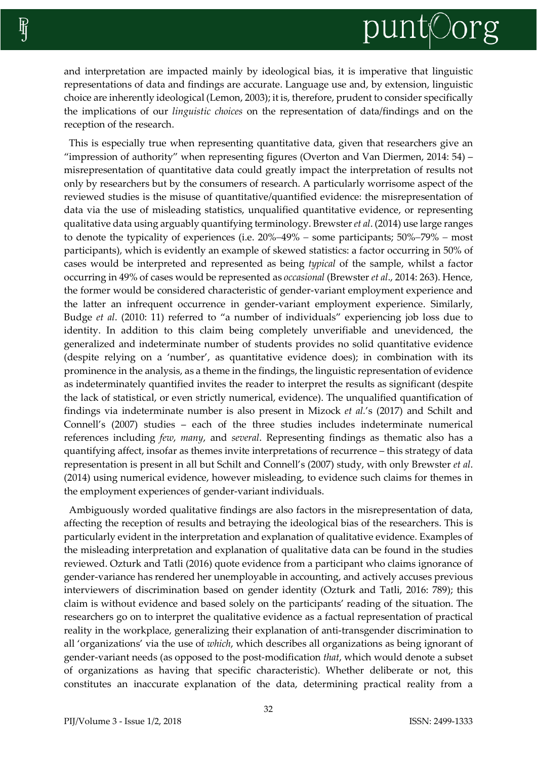and interpretation are impacted mainly by ideological bias, it is imperative that linguistic representations of data and findings are accurate. Language use and, by extension, linguistic choice are inherently ideological (Lemon, 2003); it is, therefore, prudent to consider specifically the implications of our *linguistic choices* on the representation of data/findings and on the reception of the research.

This is especially true when representing quantitative data, given that researchers give an "impression of authority" when representing figures (Overton and Van Diermen, 2014: 54) – misrepresentation of quantitative data could greatly impact the interpretation of results not only by researchers but by the consumers of research. A particularly worrisome aspect of the reviewed studies is the misuse of quantitative/quantified evidence: the misrepresentation of data via the use of misleading statistics, unqualified quantitative evidence, or representing qualitative data using arguably quantifying terminology. Brewster *et al*. (2014) use large ranges to denote the typicality of experiences (i.e. 20%–49% – some participants; 50%–79% – most participants), which is evidently an example of skewed statistics: a factor occurring in 50% of cases would be interpreted and represented as being *typical* of the sample, whilst a factor occurring in 49% of cases would be represented as *occasional* (Brewster *et al*., 2014: 263). Hence, the former would be considered characteristic of gender-variant employment experience and the latter an infrequent occurrence in gender-variant employment experience. Similarly, Budge *et al*. (2010: 11) referred to "a number of individuals" experiencing job loss due to identity. In addition to this claim being completely unverifiable and unevidenced, the generalized and indeterminate number of students provides no solid quantitative evidence (despite relying on a 'number', as quantitative evidence does); in combination with its prominence in the analysis, as a theme in the findings, the linguistic representation of evidence as indeterminately quantified invites the reader to interpret the results as significant (despite the lack of statistical, or even strictly numerical, evidence). The unqualified quantification of findings via indeterminate number is also present in Mizock *et al*.'s (2017) and Schilt and Connell's (2007) studies – each of the three studies includes indeterminate numerical references including *few*, *many*, and *several*. Representing findings as thematic also has a quantifying affect, insofar as themes invite interpretations of recurrence – this strategy of data representation is present in all but Schilt and Connell's (2007) study, with only Brewster *et al*. (2014) using numerical evidence, however misleading, to evidence such claims for themes in the employment experiences of gender-variant individuals.

Ambiguously worded qualitative findings are also factors in the misrepresentation of data, affecting the reception of results and betraying the ideological bias of the researchers. This is particularly evident in the interpretation and explanation of qualitative evidence. Examples of the misleading interpretation and explanation of qualitative data can be found in the studies reviewed. Ozturk and Tatli (2016) quote evidence from a participant who claims ignorance of gender-variance has rendered her unemployable in accounting, and actively accuses previous interviewers of discrimination based on gender identity (Ozturk and Tatli, 2016: 789); this claim is without evidence and based solely on the participants' reading of the situation. The researchers go on to interpret the qualitative evidence as a factual representation of practical reality in the workplace, generalizing their explanation of anti-transgender discrimination to all 'organizations' via the use of *which*, which describes all organizations as being ignorant of gender-variant needs (as opposed to the post-modification *that*, which would denote a subset of organizations as having that specific characteristic). Whether deliberate or not, this constitutes an inaccurate explanation of the data, determining practical reality from a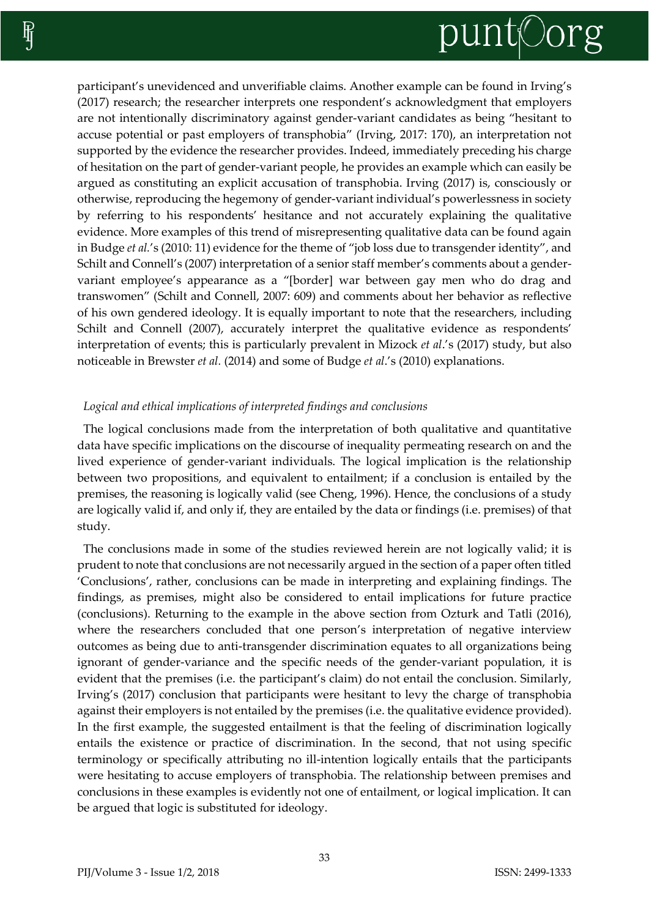participant's unevidenced and unverifiable claims. Another example can be found in Irving's (2017) research; the researcher interprets one respondent's acknowledgment that employers are not intentionally discriminatory against gender-variant candidates as being "hesitant to accuse potential or past employers of transphobia" (Irving, 2017: 170), an interpretation not supported by the evidence the researcher provides. Indeed, immediately preceding his charge of hesitation on the part of gender-variant people, he provides an example which can easily be argued as constituting an explicit accusation of transphobia. Irving (2017) is, consciously or otherwise, reproducing the hegemony of gender-variant individual's powerlessness in society by referring to his respondents' hesitance and not accurately explaining the qualitative evidence. More examples of this trend of misrepresenting qualitative data can be found again in Budge *et al*.'s (2010: 11) evidence for the theme of "job loss due to transgender identity", and Schilt and Connell's (2007) interpretation of a senior staff member's comments about a gender-variant employee's appearance as a "[border] war between gay men who do drag and transwomen" (Schilt and Connell, 2007: 609) and comments about her behavior as reflective of his own gendered ideology. It is equally important to note that the researchers, including Schilt and Connell (2007), accurately interpret the qualitative evidence as respondents' interpretation of events; this is particularly prevalent in Mizock *et al*.'s (2017) study, but also noticeable in Brewster *et al.* (2014) and some of Budge *et al*.'s (2010) explanations.

*Logical and ethical implications of interpreted findings and conclusions*

The logical conclusions made from the interpretation of both qualitative and quantitative data have specific implications on the discourse of inequality permeating research on and the lived experience of gender-variant individuals. The logical implication is the relationship between two propositions, and equivalent to entailment; if a conclusion is entailed by the premises, the reasoning is logically valid (see Cheng, 1996). Hence, the conclusions of a study are logically valid if, and only if, they are entailed by the data or findings (i.e. premises) of that study.

The conclusions made in some of the studies reviewed herein are not logically valid; it is prudent to note that conclusions are not necessarily argued in the section of a paper often titled 'Conclusions', rather, conclusions can be made in interpreting and explaining findings. The findings, as premises, might also be considered to entail implications for future practice (conclusions). Returning to the example in the above section from Ozturk and Tatli (2016), where the researchers concluded that one person's interpretation of negative interview outcomes as being due to anti-transgender discrimination equates to all organizations being ignorant of gender-variance and the specific needs of the gender-variant population, it is evident that the premises (i.e. the participant's claim) do not entail the conclusion. Similarly, Irving's (2017) conclusion that participants were hesitant to levy the charge of transphobia against their employers is not entailed by the premises (i.e. the qualitative evidence provided). In the first example, the suggested entailment is that the feeling of discrimination logically entails the existence or practice of discrimination. In the second, that not using specific terminology or specifically attributing no ill-intention logically entails that the participants were hesitating to accuse employers of transphobia. The relationship between premises and conclusions in these examples is evidently not one of entailment, or logical implication. It can be argued that logic is substituted for ideology.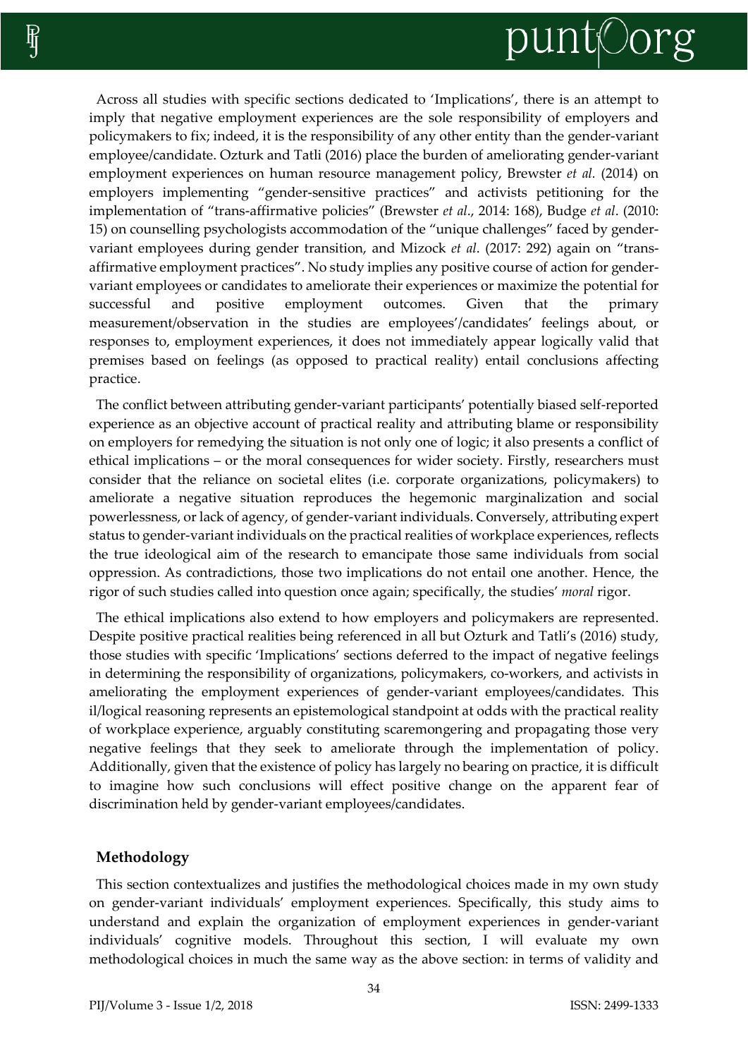Across all studies with specific sections dedicated to 'Implications', there is an attempt to imply that negative employment experiences are the sole responsibility of employers and policymakers to fix; indeed, it is the responsibility of any other entity than the gender-variant employee/candidate. Ozturk and Tatli (2016) place the burden of ameliorating gender-variant employment experiences on human resource management policy, Brewster *et al.* (2014) on employers implementing "gender-sensitive practices" and activists petitioning for the implementation of "trans-affirmative policies" (Brewster *et al*., 2014: 168), Budge *et al*. (2010: 15) on counselling psychologists accommodation of the "unique challenges" faced by gender-variant employees during gender transition, and Mizock *et al*. (2017: 292) again on "trans-affirmative employment practices". No study implies any positive course of action for gender-variant employees or candidates to ameliorate their experiences or maximize the potential for successful and positive employment outcomes. Given that the primary measurement/observation in the studies are employees'/candidates' feelings about, or responses to, employment experiences, it does not immediately appear logically valid that premises based on feelings (as opposed to practical reality) entail conclusions affecting practice.

The conflict between attributing gender-variant participants' potentially biased self-reported experience as an objective account of practical reality and attributing blame or responsibility on employers for remedying the situation is not only one of logic; it also presents a conflict of ethical implications – or the moral consequences for wider society. Firstly, researchers must consider that the reliance on societal elites (i.e. corporate organizations, policymakers) to ameliorate a negative situation reproduces the hegemonic marginalization and social powerlessness, or lack of agency, of gender-variant individuals. Conversely, attributing expert status to gender-variant individuals on the practical realities of workplace experiences, reflects the true ideological aim of the research to emancipate those same individuals from social oppression. As contradictions, those two implications do not entail one another. Hence, the rigor of such studies called into question once again; specifically, the studies' *moral* rigor.

The ethical implications also extend to how employers and policymakers are represented. Despite positive practical realities being referenced in all but Ozturk and Tatli's (2016) study, those studies with specific 'Implications' sections deferred to the impact of negative feelings in determining the responsibility of organizations, policymakers, co-workers, and activists in ameliorating the employment experiences of gender-variant employees/candidates. This il/logical reasoning represents an epistemological standpoint at odds with the practical reality of workplace experience, arguably constituting scaremongering and propagating those very negative feelings that they seek to ameliorate through the implementation of policy. Additionally, given that the existence of policy has largely no bearing on practice, it is difficult to imagine how such conclusions will effect positive change on the apparent fear of discrimination held by gender-variant employees/candidates.

## Methodology

This section contextualizes and justifies the methodological choices made in my own study on gender-variant individuals' employment experiences. Specifically, this study aims to understand and explain the organization of employment experiences in gender-variant individuals' cognitive models. Throughout this section, I will evaluate my own methodological choices in much the same way as the above section: in terms of validity and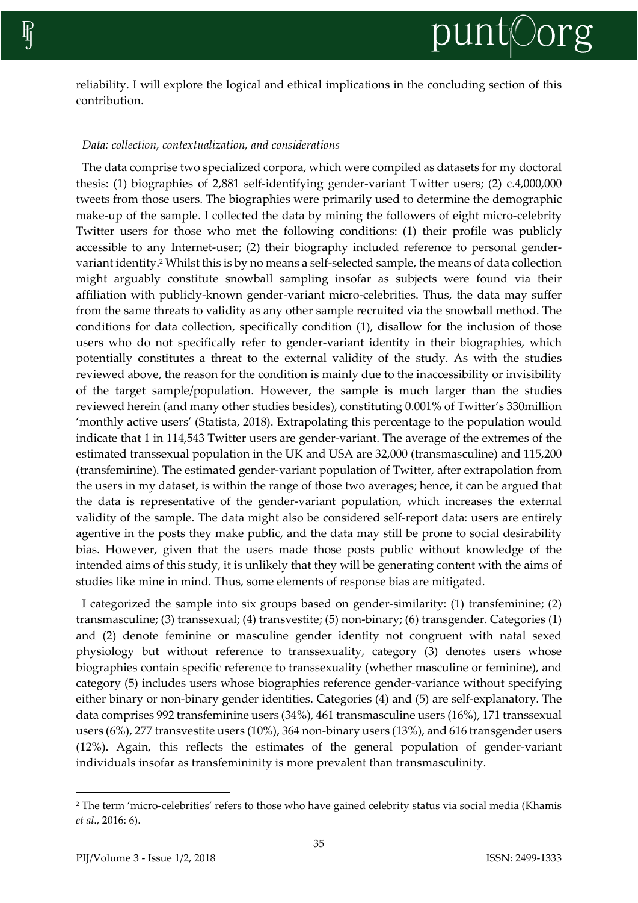reliability. I will explore the logical and ethical implications in the concluding section of this contribution.

*Data: collection, contextualization, and considerations*

The data comprise two specialized corpora, which were compiled as datasets for my doctoral thesis: (1) biographies of 2,881 self-identifying gender-variant Twitter users; (2) c.4,000,000 tweets from those users. The biographies were primarily used to determine the demographic make-up of the sample. I collected the data by mining the followers of eight micro-celebrity Twitter users for those who met the following conditions: (1) their profile was publicly accessible to any Internet-user; (2) their biography included reference to personal gender-variant identity.[2] Whilst this is by no means a self-selected sample, the means of data collection might arguably constitute snowball sampling insofar as subjects were found via their affiliation with publicly-known gender-variant micro-celebrities. Thus, the data may suffer from the same threats to validity as any other sample recruited via the snowball method. The conditions for data collection, specifically condition (1), disallow for the inclusion of those users who do not specifically refer to gender-variant identity in their biographies, which potentially constitutes a threat to the external validity of the study. As with the studies reviewed above, the reason for the condition is mainly due to the inaccessibility or invisibility of the target sample/population. However, the sample is much larger than the studies reviewed herein (and many other studies besides), constituting 0.001% of Twitter's 330million 'monthly active users' (Statista, 2018). Extrapolating this percentage to the population would indicate that 1 in 114,543 Twitter users are gender-variant. The average of the extremes of the estimated transsexual population in the UK and USA are 32,000 (transmasculine) and 115,200 (transfeminine). The estimated gender-variant population of Twitter, after extrapolation from the users in my dataset, is within the range of those two averages; hence, it can be argued that the data is representative of the gender-variant population, which increases the external validity of the sample. The data might also be considered self-report data: users are entirely agentive in the posts they make public, and the data may still be prone to social desirability bias. However, given that the users made those posts public without knowledge of the intended aims of this study, it is unlikely that they will be generating content with the aims of studies like mine in mind. Thus, some elements of response bias are mitigated.

I categorized the sample into six groups based on gender-similarity: (1) transfeminine; (2) transmasculine; (3) transsexual; (4) transvestite; (5) non-binary; (6) transgender. Categories (1) and (2) denote feminine or masculine gender identity not congruent with natal sexed physiology but without reference to transsexuality, category (3) denotes users whose biographies contain specific reference to transsexuality (whether masculine or feminine), and category (5) includes users whose biographies reference gender-variance without specifying either binary or non-binary gender identities. Categories (4) and (5) are self-explanatory. The data comprises 992 transfeminine users (34%), 461 transmasculine users (16%), 171 transsexual users (6%), 277 transvestite users (10%), 364 non-binary users (13%), and 616 transgender users (12%). Again, this reflects the estimates of the general population of gender-variant individuals insofar as transfemininity is more prevalent than transmasculinity.

[2] The term 'micro-celebrities' refers to those who have gained celebrity status via social media (Khamis *et al.*, 2016: 6).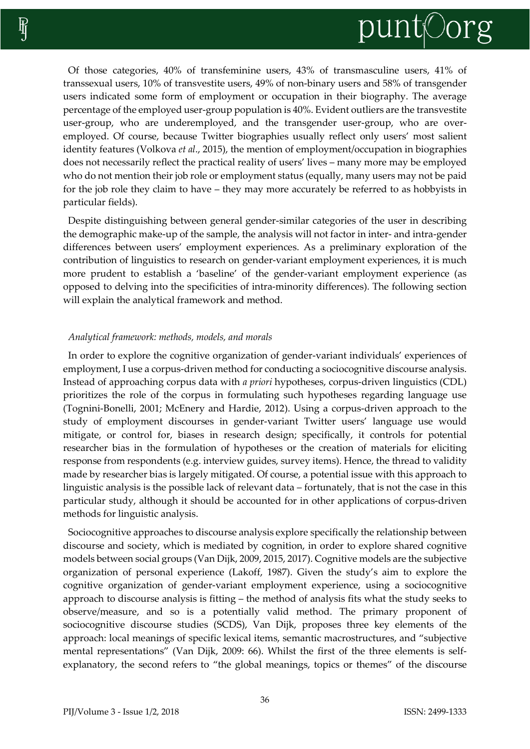Of those categories, 40% of transfeminine users, 43% of transmasculine users, 41% of transsexual users, 10% of transvestite users, 49% of non-binary users and 58% of transgender users indicated some form of employment or occupation in their biography. The average percentage of the employed user-group population is 40%. Evident outliers are the transvestite user-group, who are underemployed, and the transgender user-group, who are over-employed. Of course, because Twitter biographies usually reflect only users' most salient identity features (Volkova *et al*., 2015), the mention of employment/occupation in biographies does not necessarily reflect the practical reality of users' lives – many more may be employed who do not mention their job role or employment status (equally, many users may not be paid for the job role they claim to have – they may more accurately be referred to as hobbyists in particular fields).

Despite distinguishing between general gender-similar categories of the user in describing the demographic make-up of the sample, the analysis will not factor in inter- and intra-gender differences between users' employment experiences. As a preliminary exploration of the contribution of linguistics to research on gender-variant employment experiences, it is much more prudent to establish a 'baseline' of the gender-variant employment experience (as opposed to delving into the specificities of intra-minority differences). The following section will explain the analytical framework and method.

### *Analytical framework: methods, models, and morals*

In order to explore the cognitive organization of gender-variant individuals' experiences of employment, I use a corpus-driven method for conducting a sociocognitive discourse analysis. Instead of approaching corpus data with *a priori* hypotheses, corpus-driven linguistics (CDL) prioritizes the role of the corpus in formulating such hypotheses regarding language use (Tognini-Bonelli, 2001; McEnery and Hardie, 2012). Using a corpus-driven approach to the study of employment discourses in gender-variant Twitter users' language use would mitigate, or control for, biases in research design; specifically, it controls for potential researcher bias in the formulation of hypotheses or the creation of materials for eliciting response from respondents (e.g. interview guides, survey items). Hence, the thread to validity made by researcher bias is largely mitigated. Of course, a potential issue with this approach to linguistic analysis is the possible lack of relevant data – fortunately, that is not the case in this particular study, although it should be accounted for in other applications of corpus-driven methods for linguistic analysis.

Sociocognitive approaches to discourse analysis explore specifically the relationship between discourse and society, which is mediated by cognition, in order to explore shared cognitive models between social groups (Van Dijk, 2009, 2015, 2017). Cognitive models are the subjective organization of personal experience (Lakoff, 1987). Given the study's aim to explore the cognitive organization of gender-variant employment experience, using a sociocognitive approach to discourse analysis is fitting – the method of analysis fits what the study seeks to observe/measure, and so is a potentially valid method. The primary proponent of sociocognitive discourse studies (SCDS), Van Dijk, proposes three key elements of the approach: local meanings of specific lexical items, semantic macrostructures, and "subjective mental representations" (Van Dijk, 2009: 66). Whilst the first of the three elements is self-explanatory, the second refers to "the global meanings, topics or themes" of the discourse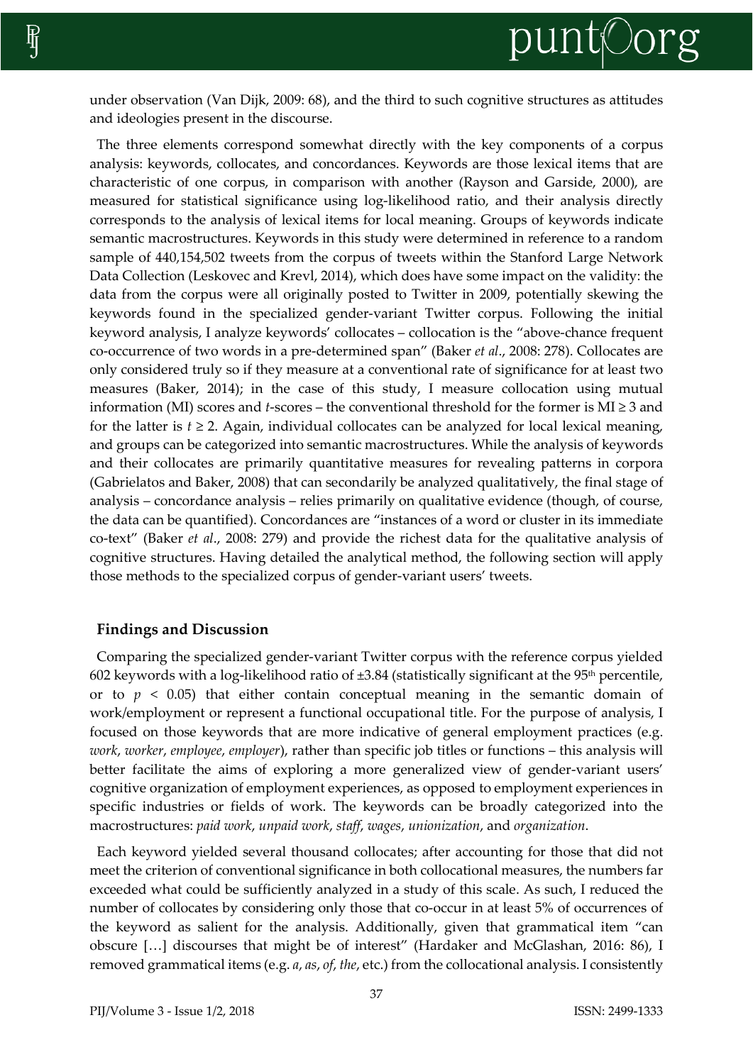under observation (Van Dijk, 2009: 68), and the third to such cognitive structures as attitudes and ideologies present in the discourse.

The three elements correspond somewhat directly with the key components of a corpus analysis: keywords, collocates, and concordances. Keywords are those lexical items that are characteristic of one corpus, in comparison with another (Rayson and Garside, 2000), are measured for statistical significance using log-likelihood ratio, and their analysis directly corresponds to the analysis of lexical items for local meaning. Groups of keywords indicate semantic macrostructures. Keywords in this study were determined in reference to a random sample of 440,154,502 tweets from the corpus of tweets within the Stanford Large Network Data Collection (Leskovec and Krevl, 2014), which does have some impact on the validity: the data from the corpus were all originally posted to Twitter in 2009, potentially skewing the keywords found in the specialized gender-variant Twitter corpus. Following the initial keyword analysis, I analyze keywords' collocates – collocation is the "above-chance frequent co-occurrence of two words in a pre-determined span" (Baker *et al*., 2008: 278). Collocates are only considered truly so if they measure at a conventional rate of significance for at least two measures (Baker, 2014); in the case of this study, I measure collocation using mutual information (MI) scores and *t*-scores – the conventional threshold for the former is $MI \geq 3$ and for the latter is $t \geq 2$. Again, individual collocates can be analyzed for local lexical meaning, and groups can be categorized into semantic macrostructures. While the analysis of keywords and their collocates are primarily quantitative measures for revealing patterns in corpora (Gabrielatos and Baker, 2008) that can secondarily be analyzed qualitatively, the final stage of analysis – concordance analysis – relies primarily on qualitative evidence (though, of course, the data can be quantified). Concordances are "instances of a word or cluster in its immediate co-text" (Baker *et al*., 2008: 279) and provide the richest data for the qualitative analysis of cognitive structures. Having detailed the analytical method, the following section will apply those methods to the specialized corpus of gender-variant users' tweets.

## Findings and Discussion

Comparing the specialized gender-variant Twitter corpus with the reference corpus yielded 602 keywords with a log-likelihood ratio of ±3.84 (statistically significant at the 95th percentile, or to $p < 0.05$) that either contain conceptual meaning in the semantic domain of work/employment or represent a functional occupational title. For the purpose of analysis, I focused on those keywords that are more indicative of general employment practices (e.g. *work*, *worker*, *employee*, *employer*), rather than specific job titles or functions – this analysis will better facilitate the aims of exploring a more generalized view of gender-variant users' cognitive organization of employment experiences, as opposed to employment experiences in specific industries or fields of work. The keywords can be broadly categorized into the macrostructures: *paid work*, *unpaid work*, *staff*, *wages*, *unionization*, and *organization*.

Each keyword yielded several thousand collocates; after accounting for those that did not meet the criterion of conventional significance in both collocational measures, the numbers far exceeded what could be sufficiently analyzed in a study of this scale. As such, I reduced the number of collocates by considering only those that co-occur in at least 5% of occurrences of the keyword as salient for the analysis. Additionally, given that grammatical item "can obscure […] discourses that might be of interest" (Hardaker and McGlashan, 2016: 86), I removed grammatical items (e.g. *a*, *as*, *of*, *the*, etc.) from the collocational analysis. I consistently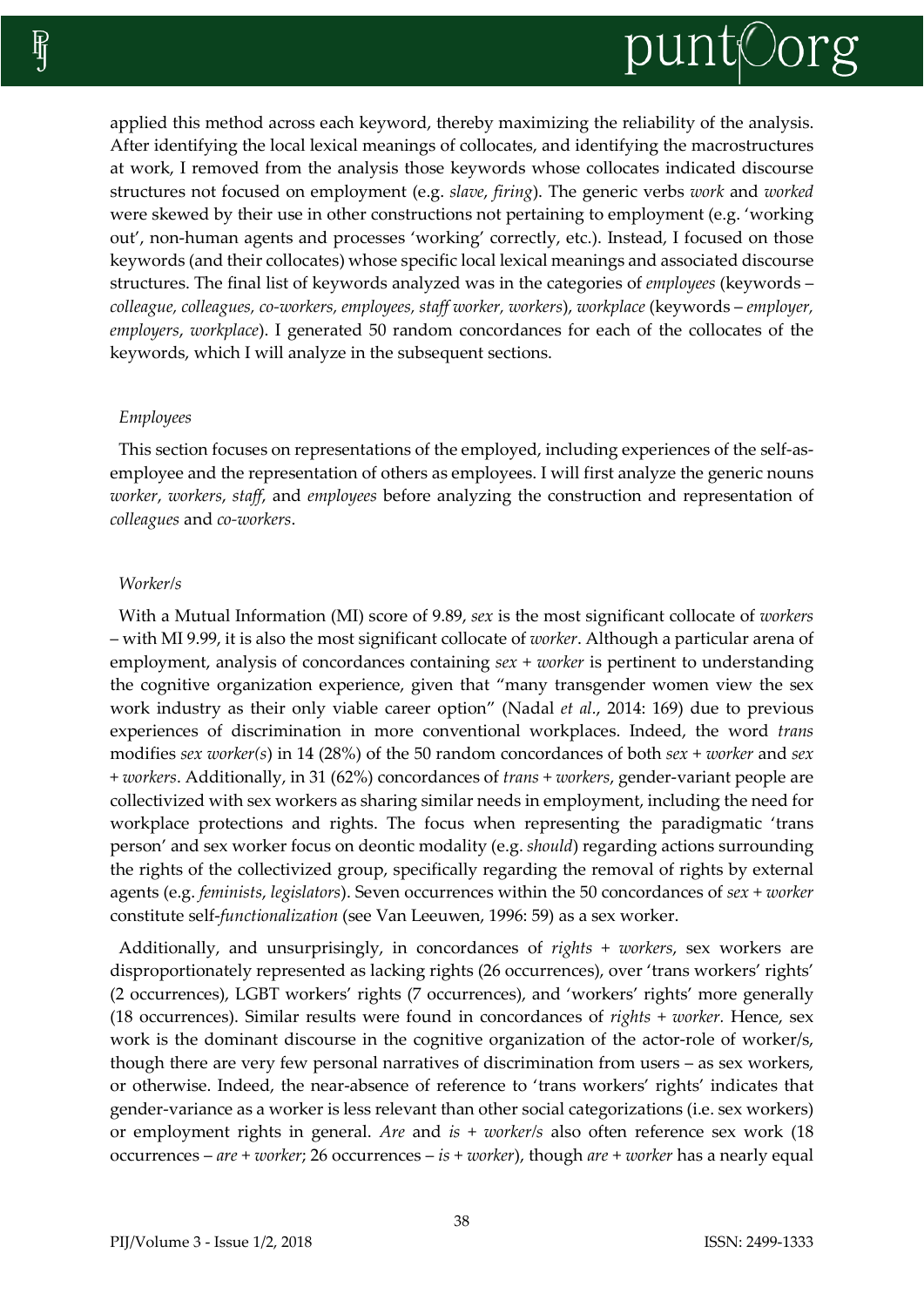applied this method across each keyword, thereby maximizing the reliability of the analysis. After identifying the local lexical meanings of collocates, and identifying the macrostructures at work, I removed from the analysis those keywords whose collocates indicated discourse structures not focused on employment (e.g. *slave*, *firing*). The generic verbs *work* and *worked* were skewed by their use in other constructions not pertaining to employment (e.g. 'working out', non-human agents and processes 'working' correctly, etc.). Instead, I focused on those keywords (and their collocates) whose specific local lexical meanings and associated discourse structures. The final list of keywords analyzed was in the categories of *employees* (keywords – *colleague, colleagues, co-workers, employees, staff worker, workers*), *workplace* (keywords – *employer, employers*, *workplace*). I generated 50 random concordances for each of the collocates of the keywords, which I will analyze in the subsequent sections.

### *Employees*

This section focuses on representations of the employed, including experiences of the self-as-employee and the representation of others as employees. I will first analyze the generic nouns *worker*, *workers*, *staff*, and *employees* before analyzing the construction and representation of *colleagues* and *co-workers*.

### *Worker/s*

With a Mutual Information (MI) score of 9.89, *sex* is the most significant collocate of *workers* – with MI 9.99, it is also the most significant collocate of *worker*. Although a particular arena of employment, analysis of concordances containing *sex* + *worker* is pertinent to understanding the cognitive organization experience, given that "many transgender women view the sex work industry as their only viable career option" (Nadal *et al.*, 2014: 169) due to previous experiences of discrimination in more conventional workplaces. Indeed, the word *trans* modifies *sex worker(s*) in 14 (28%) of the 50 random concordances of both *sex* + *worker* and *sex* + *workers*. Additionally, in 31 (62%) concordances of *trans* + *workers*, gender-variant people are collectivized with sex workers as sharing similar needs in employment, including the need for workplace protections and rights. The focus when representing the paradigmatic 'trans person' and sex worker focus on deontic modality (e.g. *should*) regarding actions surrounding the rights of the collectivized group, specifically regarding the removal of rights by external agents (e.g. *feminists*, *legislators*). Seven occurrences within the 50 concordances of *sex* + *worker* constitute self-*functionalization* (see Van Leeuwen, 1996: 59) as a sex worker.

Additionally, and unsurprisingly, in concordances of *rights* + *workers*, sex workers are disproportionately represented as lacking rights (26 occurrences), over 'trans workers' rights' (2 occurrences), LGBT workers' rights (7 occurrences), and 'workers' rights' more generally (18 occurrences). Similar results were found in concordances of *rights* + *worker*. Hence, sex work is the dominant discourse in the cognitive organization of the actor-role of worker/s, though there are very few personal narratives of discrimination from users – as sex workers, or otherwise. Indeed, the near-absence of reference to 'trans workers' rights' indicates that gender-variance as a worker is less relevant than other social categorizations (i.e. sex workers) or employment rights in general. *Are* and *is* + *worker/s* also often reference sex work (18 occurrences – *are* + *worker*; 26 occurrences – *is* + *worker*), though *are* + *worker* has a nearly equal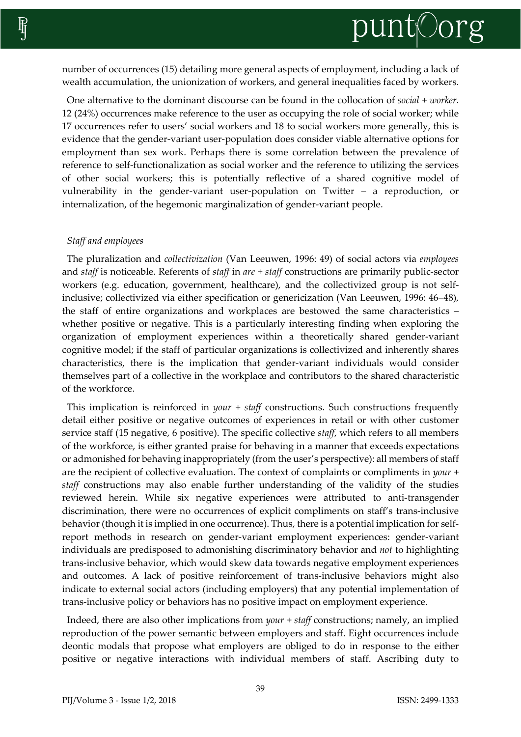number of occurrences (15) detailing more general aspects of employment, including a lack of wealth accumulation, the unionization of workers, and general inequalities faced by workers.

One alternative to the dominant discourse can be found in the collocation of *social + worker*. 12 (24%) occurrences make reference to the user as occupying the role of social worker; while 17 occurrences refer to users' social workers and 18 to social workers more generally, this is evidence that the gender-variant user-population does consider viable alternative options for employment than sex work. Perhaps there is some correlation between the prevalence of reference to self-functionalization as social worker and the reference to utilizing the services of other social workers; this is potentially reflective of a shared cognitive model of vulnerability in the gender-variant user-population on Twitter – a reproduction, or internalization, of the hegemonic marginalization of gender-variant people.

### *Staff and employees*

The pluralization and *collectivization* (Van Leeuwen, 1996: 49) of social actors via *employees* and *staff* is noticeable. Referents of *staff* in *are + staff* constructions are primarily public-sector workers (e.g. education, government, healthcare), and the collectivized group is not self-inclusive; collectivized via either specification or genericization (Van Leeuwen, 1996: 46–48), the staff of entire organizations and workplaces are bestowed the same characteristics – whether positive or negative. This is a particularly interesting finding when exploring the organization of employment experiences within a theoretically shared gender-variant cognitive model; if the staff of particular organizations is collectivized and inherently shares characteristics, there is the implication that gender-variant individuals would consider themselves part of a collective in the workplace and contributors to the shared characteristic of the workforce.

This implication is reinforced in *your + staff* constructions. Such constructions frequently detail either positive or negative outcomes of experiences in retail or with other customer service staff (15 negative, 6 positive). The specific collective *staff*, which refers to all members of the workforce, is either granted praise for behaving in a manner that exceeds expectations or admonished for behaving inappropriately (from the user's perspective): all members of staff are the recipient of collective evaluation. The context of complaints or compliments in *your + staff* constructions may also enable further understanding of the validity of the studies reviewed herein. While six negative experiences were attributed to anti-transgender discrimination, there were no occurrences of explicit compliments on staff's trans-inclusive behavior (though it is implied in one occurrence). Thus, there is a potential implication for self-report methods in research on gender-variant employment experiences: gender-variant individuals are predisposed to admonishing discriminatory behavior and *not* to highlighting trans-inclusive behavior, which would skew data towards negative employment experiences and outcomes. A lack of positive reinforcement of trans-inclusive behaviors might also indicate to external social actors (including employers) that any potential implementation of trans-inclusive policy or behaviors has no positive impact on employment experience.

Indeed, there are also other implications from *your + staff* constructions; namely, an implied reproduction of the power semantic between employers and staff. Eight occurrences include deontic modals that propose what employers are obliged to do in response to the either positive or negative interactions with individual members of staff. Ascribing duty to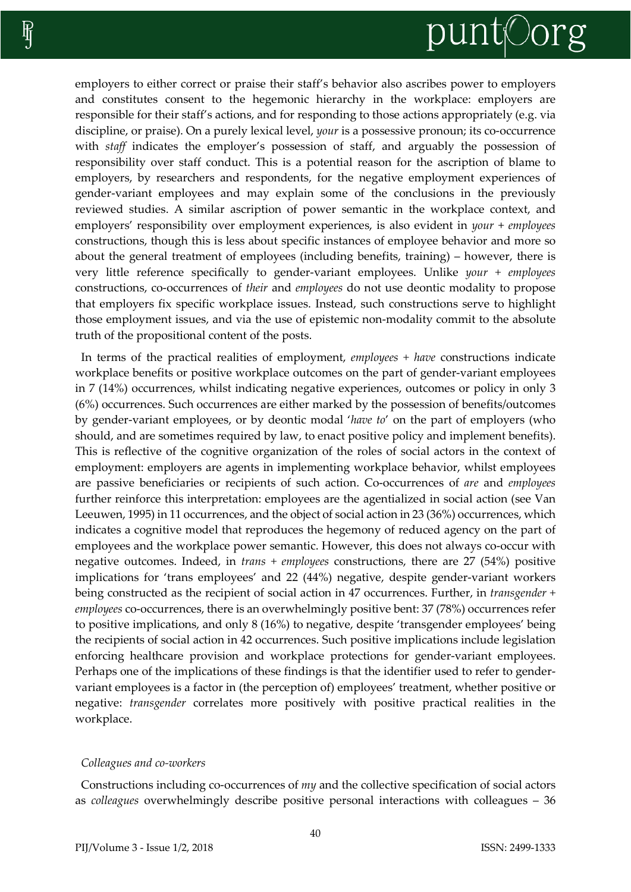employers to either correct or praise their staff's behavior also ascribes power to employers and constitutes consent to the hegemonic hierarchy in the workplace: employers are responsible for their staff's actions, and for responding to those actions appropriately (e.g. via discipline, or praise). On a purely lexical level, *your* is a possessive pronoun; its co-occurrence with *staff* indicates the employer's possession of staff, and arguably the possession of responsibility over staff conduct. This is a potential reason for the ascription of blame to employers, by researchers and respondents, for the negative employment experiences of gender-variant employees and may explain some of the conclusions in the previously reviewed studies. A similar ascription of power semantic in the workplace context, and employers' responsibility over employment experiences, is also evident in *your + employees* constructions, though this is less about specific instances of employee behavior and more so about the general treatment of employees (including benefits, training) – however, there is very little reference specifically to gender-variant employees. Unlike *your + employees* constructions, co-occurrences of *their* and *employees* do not use deontic modality to propose that employers fix specific workplace issues. Instead, such constructions serve to highlight those employment issues, and via the use of epistemic non-modality commit to the absolute truth of the propositional content of the posts.

In terms of the practical realities of employment, *employees + have* constructions indicate workplace benefits or positive workplace outcomes on the part of gender-variant employees in 7 (14%) occurrences, whilst indicating negative experiences, outcomes or policy in only 3 (6%) occurrences. Such occurrences are either marked by the possession of benefits/outcomes by gender-variant employees, or by deontic modal '*have to*' on the part of employers (who should, and are sometimes required by law, to enact positive policy and implement benefits). This is reflective of the cognitive organization of the roles of social actors in the context of employment: employers are agents in implementing workplace behavior, whilst employees are passive beneficiaries or recipients of such action. Co-occurrences of *are* and *employees* further reinforce this interpretation: employees are the agentialized in social action (see Van Leeuwen, 1995) in 11 occurrences, and the object of social action in 23 (36%) occurrences, which indicates a cognitive model that reproduces the hegemony of reduced agency on the part of employees and the workplace power semantic. However, this does not always co-occur with negative outcomes. Indeed, in *trans + employees* constructions, there are 27 (54%) positive implications for 'trans employees' and 22 (44%) negative, despite gender-variant workers being constructed as the recipient of social action in 47 occurrences. Further, in *transgender + employees* co-occurrences, there is an overwhelmingly positive bent: 37 (78%) occurrences refer to positive implications, and only 8 (16%) to negative, despite 'transgender employees' being the recipients of social action in 42 occurrences. Such positive implications include legislation enforcing healthcare provision and workplace protections for gender-variant employees. Perhaps one of the implications of these findings is that the identifier used to refer to gender-variant employees is a factor in (the perception of) employees' treatment, whether positive or negative: *transgender* correlates more positively with positive practical realities in the workplace.

*Colleagues and co-workers*

Constructions including co-occurrences of *my* and the collective specification of social actors as *colleagues* overwhelmingly describe positive personal interactions with colleagues – 36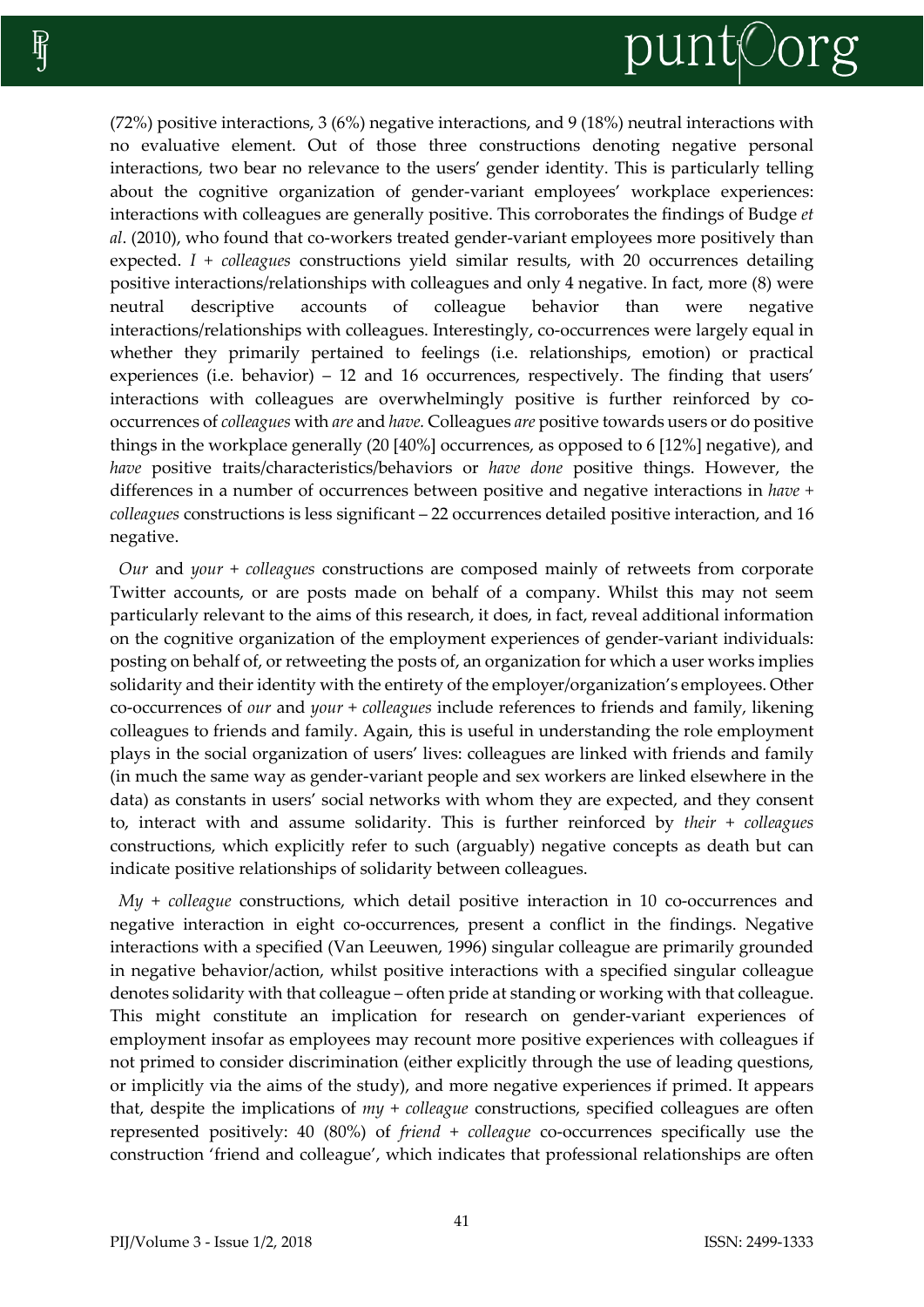(72%) positive interactions, 3 (6%) negative interactions, and 9 (18%) neutral interactions with no evaluative element. Out of those three constructions denoting negative personal interactions, two bear no relevance to the users' gender identity. This is particularly telling about the cognitive organization of gender-variant employees' workplace experiences: interactions with colleagues are generally positive. This corroborates the findings of Budge *et al*. (2010), who found that co-workers treated gender-variant employees more positively than expected. *I + colleagues* constructions yield similar results, with 20 occurrences detailing positive interactions/relationships with colleagues and only 4 negative. In fact, more (8) were neutral descriptive accounts of colleague behavior than were negative interactions/relationships with colleagues. Interestingly, co-occurrences were largely equal in whether they primarily pertained to feelings (i.e. relationships, emotion) or practical experiences (i.e. behavior) – 12 and 16 occurrences, respectively. The finding that users' interactions with colleagues are overwhelmingly positive is further reinforced by co-occurrences of *colleagues* with *are* and *have.* Colleagues *are* positive towards users or do positive things in the workplace generally (20 [40%] occurrences, as opposed to 6 [12%] negative), and *have* positive traits/characteristics/behaviors or *have done* positive things. However, the differences in a number of occurrences between positive and negative interactions in *have + colleagues* constructions is less significant – 22 occurrences detailed positive interaction, and 16 negative.

*Our* and *your + colleagues* constructions are composed mainly of retweets from corporate Twitter accounts, or are posts made on behalf of a company. Whilst this may not seem particularly relevant to the aims of this research, it does, in fact, reveal additional information on the cognitive organization of the employment experiences of gender-variant individuals: posting on behalf of, or retweeting the posts of, an organization for which a user works implies solidarity and their identity with the entirety of the employer/organization's employees. Other co-occurrences of *our* and *your + colleagues* include references to friends and family, likening colleagues to friends and family. Again, this is useful in understanding the role employment plays in the social organization of users' lives: colleagues are linked with friends and family (in much the same way as gender-variant people and sex workers are linked elsewhere in the data) as constants in users' social networks with whom they are expected, and they consent to, interact with and assume solidarity. This is further reinforced by *their + colleagues* constructions, which explicitly refer to such (arguably) negative concepts as death but can indicate positive relationships of solidarity between colleagues.

*My + colleague* constructions, which detail positive interaction in 10 co-occurrences and negative interaction in eight co-occurrences, present a conflict in the findings. Negative interactions with a specified (Van Leeuwen, 1996) singular colleague are primarily grounded in negative behavior/action, whilst positive interactions with a specified singular colleague denotes solidarity with that colleague – often pride at standing or working with that colleague. This might constitute an implication for research on gender-variant experiences of employment insofar as employees may recount more positive experiences with colleagues if not primed to consider discrimination (either explicitly through the use of leading questions, or implicitly via the aims of the study), and more negative experiences if primed. It appears that, despite the implications of *my + colleague* constructions, specified colleagues are often represented positively: 40 (80%) of *friend + colleague* co-occurrences specifically use the construction 'friend and colleague', which indicates that professional relationships are often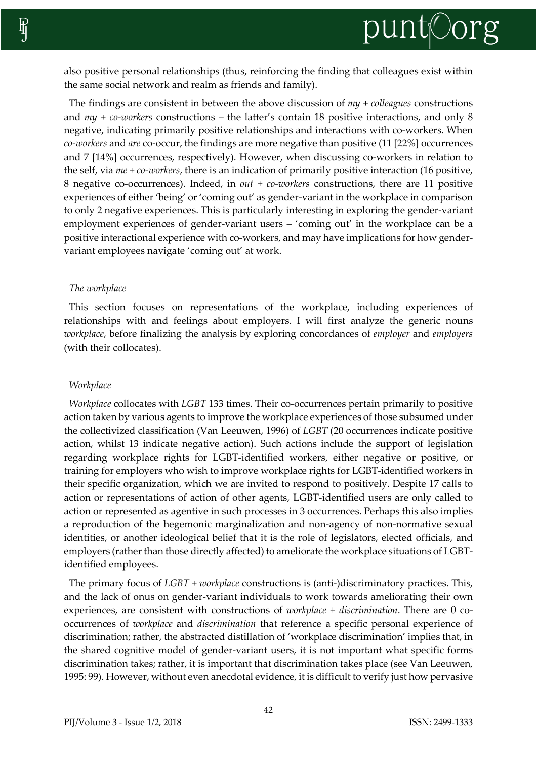also positive personal relationships (thus, reinforcing the finding that colleagues exist within the same social network and realm as friends and family).

The findings are consistent in between the above discussion of *my* + *colleagues* constructions and *my* + *co-workers* constructions – the latter's contain 18 positive interactions, and only 8 negative, indicating primarily positive relationships and interactions with co-workers. When *co-workers* and *are* co-occur, the findings are more negative than positive (11 [22%] occurrences and 7 [14%] occurrences, respectively). However, when discussing co-workers in relation to the self, via *me* + *co-workers*, there is an indication of primarily positive interaction (16 positive, 8 negative co-occurrences). Indeed, in *out* + *co-workers* constructions, there are 11 positive experiences of either 'being' or 'coming out' as gender-variant in the workplace in comparison to only 2 negative experiences. This is particularly interesting in exploring the gender-variant employment experiences of gender-variant users – 'coming out' in the workplace can be a positive interactional experience with co-workers, and may have implications for how gender-variant employees navigate 'coming out' at work.

### *The workplace*

This section focuses on representations of the workplace, including experiences of relationships with and feelings about employers. I will first analyze the generic nouns *workplace*, before finalizing the analysis by exploring concordances of *employer* and *employers* (with their collocates).

#### *Workplace*

*Workplace* collocates with *LGBT* 133 times. Their co-occurrences pertain primarily to positive action taken by various agents to improve the workplace experiences of those subsumed under the collectivized classification (Van Leeuwen, 1996) of *LGBT* (20 occurrences indicate positive action, whilst 13 indicate negative action). Such actions include the support of legislation regarding workplace rights for LGBT-identified workers, either negative or positive, or training for employers who wish to improve workplace rights for LGBT-identified workers in their specific organization, which we are invited to respond to positively. Despite 17 calls to action or representations of action of other agents, LGBT-identified users are only called to action or represented as agentive in such processes in 3 occurrences. Perhaps this also implies a reproduction of the hegemonic marginalization and non-agency of non-normative sexual identities, or another ideological belief that it is the role of legislators, elected officials, and employers (rather than those directly affected) to ameliorate the workplace situations of LGBT-identified employees.

The primary focus of *LGBT* + *workplace* constructions is (anti-)discriminatory practices. This, and the lack of onus on gender-variant individuals to work towards ameliorating their own experiences, are consistent with constructions of *workplace* + *discrimination*. There are 0 co-occurrences of *workplace* and *discrimination* that reference a specific personal experience of discrimination; rather, the abstracted distillation of 'workplace discrimination' implies that, in the shared cognitive model of gender-variant users, it is not important what specific forms discrimination takes; rather, it is important that discrimination takes place (see Van Leeuwen, 1995: 99). However, without even anecdotal evidence, it is difficult to verify just how pervasive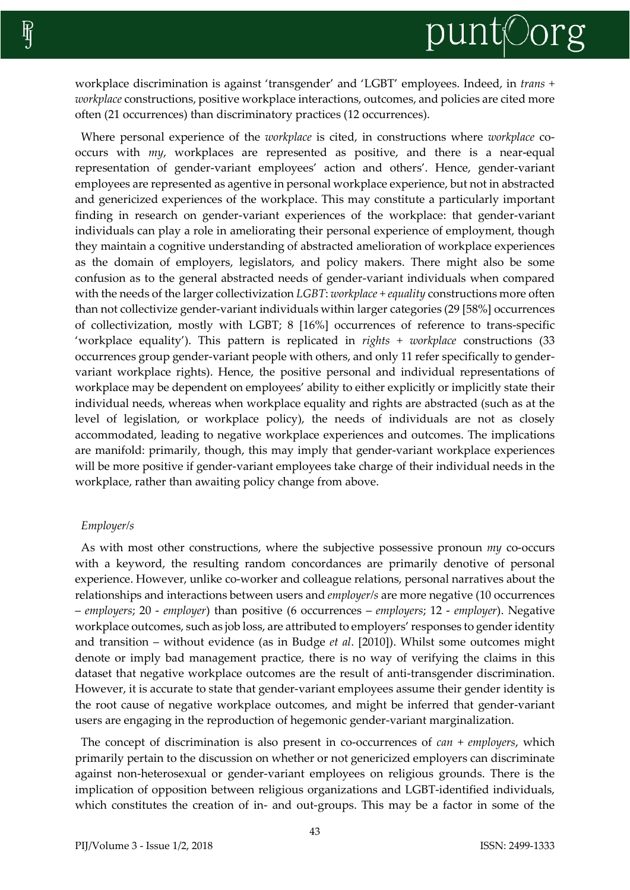workplace discrimination is against 'transgender' and 'LGBT' employees. Indeed, in *trans + workplace* constructions, positive workplace interactions, outcomes, and policies are cited more often (21 occurrences) than discriminatory practices (12 occurrences).

Where personal experience of the *workplace* is cited, in constructions where *workplace* co-occurs with *my*, workplaces are represented as positive, and there is a near-equal representation of gender-variant employees' action and others'. Hence, gender-variant employees are represented as agentive in personal workplace experience, but not in abstracted and genericized experiences of the workplace. This may constitute a particularly important finding in research on gender-variant experiences of the workplace: that gender-variant individuals can play a role in ameliorating their personal experience of employment, though they maintain a cognitive understanding of abstracted amelioration of workplace experiences as the domain of employers, legislators, and policy makers. There might also be some confusion as to the general abstracted needs of gender-variant individuals when compared with the needs of the larger collectivization *LGBT*: *workplace + equality* constructions more often than not collectivize gender-variant individuals within larger categories (29 [58%] occurrences of collectivization, mostly with LGBT; 8 [16%] occurrences of reference to trans-specific 'workplace equality'). This pattern is replicated in *rights + workplace* constructions (33 occurrences group gender-variant people with others, and only 11 refer specifically to gender-variant workplace rights). Hence, the positive personal and individual representations of workplace may be dependent on employees' ability to either explicitly or implicitly state their individual needs, whereas when workplace equality and rights are abstracted (such as at the level of legislation, or workplace policy), the needs of individuals are not as closely accommodated, leading to negative workplace experiences and outcomes. The implications are manifold: primarily, though, this may imply that gender-variant workplace experiences will be more positive if gender-variant employees take charge of their individual needs in the workplace, rather than awaiting policy change from above.

*Employer/s*

As with most other constructions, where the subjective possessive pronoun *my* co-occurs with a keyword, the resulting random concordances are primarily denotive of personal experience. However, unlike co-worker and colleague relations, personal narratives about the relationships and interactions between users and *employer/s* are more negative (10 occurrences – *employers*; 20 - *employer*) than positive (6 occurrences – *employers*; 12 - *employer*). Negative workplace outcomes, such as job loss, are attributed to employers' responses to gender identity and transition – without evidence (as in Budge *et al*. [2010]). Whilst some outcomes might denote or imply bad management practice, there is no way of verifying the claims in this dataset that negative workplace outcomes are the result of anti-transgender discrimination. However, it is accurate to state that gender-variant employees assume their gender identity is the root cause of negative workplace outcomes, and might be inferred that gender-variant users are engaging in the reproduction of hegemonic gender-variant marginalization.

The concept of discrimination is also present in co-occurrences of *can + employers*, which primarily pertain to the discussion on whether or not genericized employers can discriminate against non-heterosexual or gender-variant employees on religious grounds. There is the implication of opposition between religious organizations and LGBT-identified individuals, which constitutes the creation of in- and out-groups. This may be a factor in some of the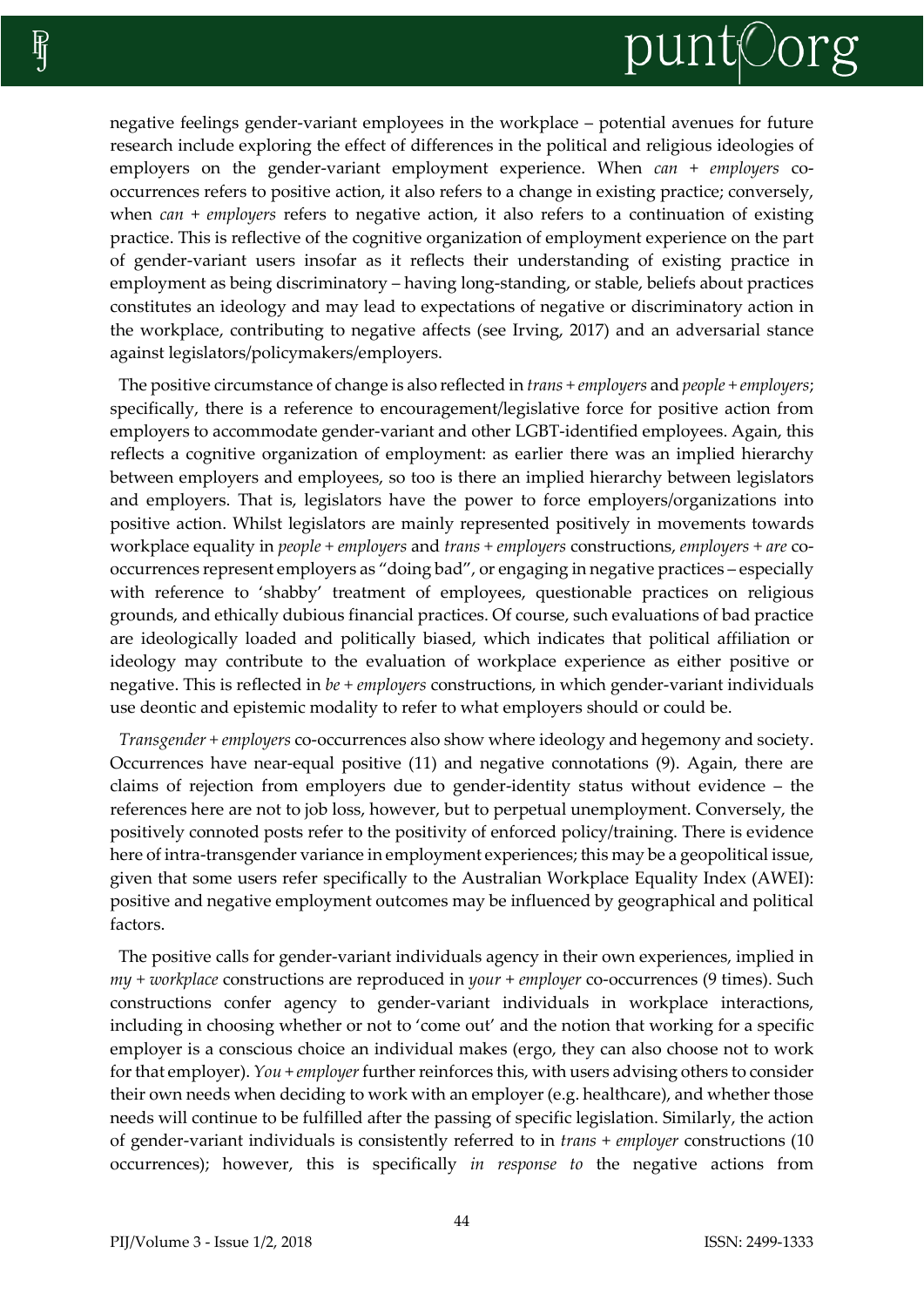negative feelings gender-variant employees in the workplace – potential avenues for future research include exploring the effect of differences in the political and religious ideologies of employers on the gender-variant employment experience. When *can* + *employers* co-occurrences refers to positive action, it also refers to a change in existing practice; conversely, when *can* + *employers* refers to negative action, it also refers to a continuation of existing practice. This is reflective of the cognitive organization of employment experience on the part of gender-variant users insofar as it reflects their understanding of existing practice in employment as being discriminatory – having long-standing, or stable, beliefs about practices constitutes an ideology and may lead to expectations of negative or discriminatory action in the workplace, contributing to negative affects (see Irving, 2017) and an adversarial stance against legislators/policymakers/employers.

The positive circumstance of change is also reflected in *trans* + *employers* and *people* + *employers*; specifically, there is a reference to encouragement/legislative force for positive action from employers to accommodate gender-variant and other LGBT-identified employees. Again, this reflects a cognitive organization of employment: as earlier there was an implied hierarchy between employers and employees, so too is there an implied hierarchy between legislators and employers. That is, legislators have the power to force employers/organizations into positive action. Whilst legislators are mainly represented positively in movements towards workplace equality in *people* + *employers* and *trans* + *employers* constructions, *employers* + *are* co-occurrences represent employers as "doing bad", or engaging in negative practices – especially with reference to 'shabby' treatment of employees, questionable practices on religious grounds, and ethically dubious financial practices. Of course, such evaluations of bad practice are ideologically loaded and politically biased, which indicates that political affiliation or ideology may contribute to the evaluation of workplace experience as either positive or negative. This is reflected in *be* + *employers* constructions, in which gender-variant individuals use deontic and epistemic modality to refer to what employers should or could be.

*Transgender* + *employers* co-occurrences also show where ideology and hegemony and society. Occurrences have near-equal positive (11) and negative connotations (9). Again, there are claims of rejection from employers due to gender-identity status without evidence – the references here are not to job loss, however, but to perpetual unemployment. Conversely, the positively connoted posts refer to the positivity of enforced policy/training. There is evidence here of intra-transgender variance in employment experiences; this may be a geopolitical issue, given that some users refer specifically to the Australian Workplace Equality Index (AWEI): positive and negative employment outcomes may be influenced by geographical and political factors.

The positive calls for gender-variant individuals agency in their own experiences, implied in *my* + *workplace* constructions are reproduced in *your* + *employer* co-occurrences (9 times). Such constructions confer agency to gender-variant individuals in workplace interactions, including in choosing whether or not to 'come out' and the notion that working for a specific employer is a conscious choice an individual makes (ergo, they can also choose not to work for that employer). *You* + *employer* further reinforces this, with users advising others to consider their own needs when deciding to work with an employer (e.g. healthcare), and whether those needs will continue to be fulfilled after the passing of specific legislation. Similarly, the action of gender-variant individuals is consistently referred to in *trans* + *employer* constructions (10 occurrences); however, this is specifically *in response to* the negative actions from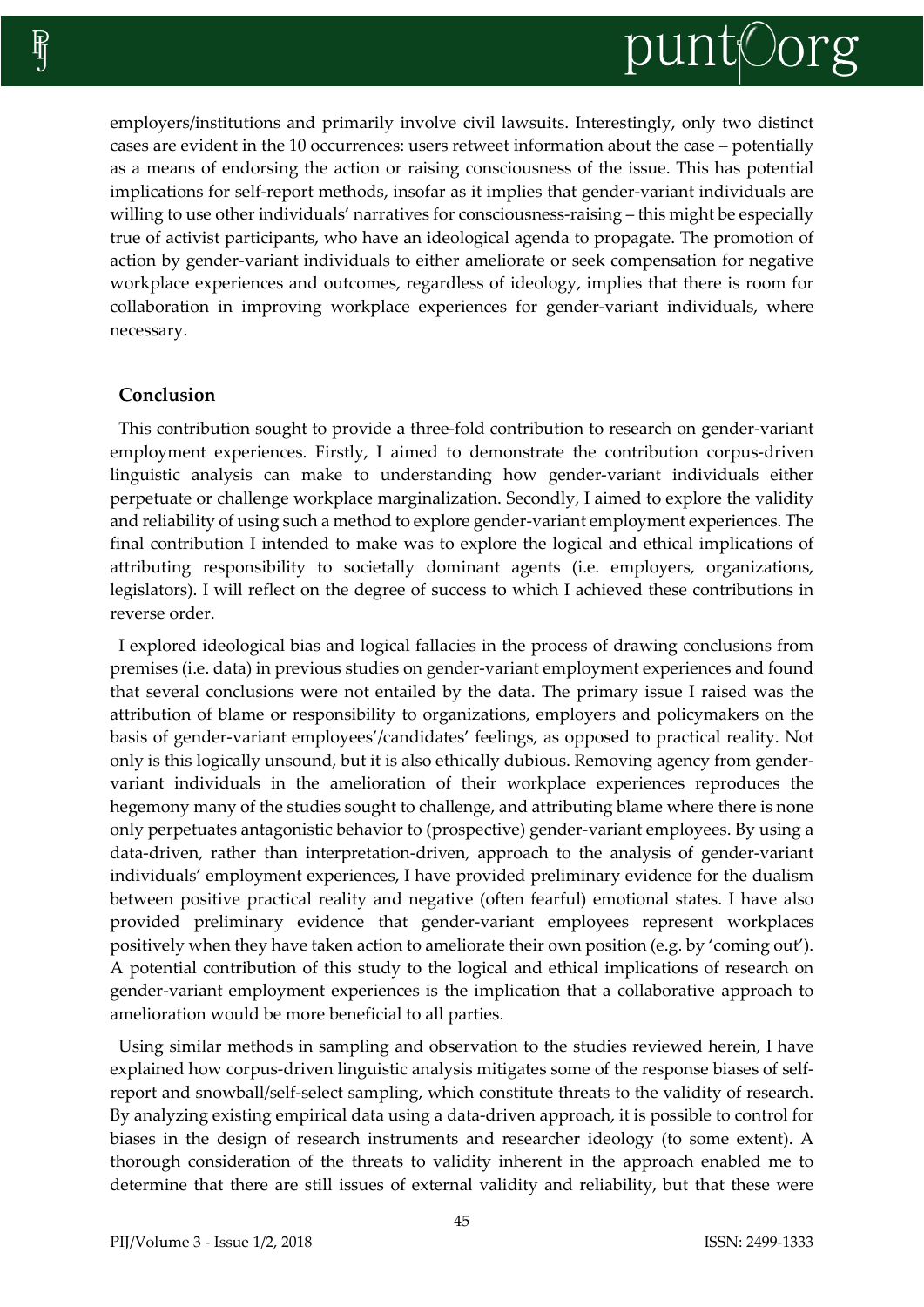employers/institutions and primarily involve civil lawsuits. Interestingly, only two distinct cases are evident in the 10 occurrences: users retweet information about the case – potentially as a means of endorsing the action or raising consciousness of the issue. This has potential implications for self-report methods, insofar as it implies that gender-variant individuals are willing to use other individuals' narratives for consciousness-raising – this might be especially true of activist participants, who have an ideological agenda to propagate. The promotion of action by gender-variant individuals to either ameliorate or seek compensation for negative workplace experiences and outcomes, regardless of ideology, implies that there is room for collaboration in improving workplace experiences for gender-variant individuals, where necessary.

## Conclusion

This contribution sought to provide a three-fold contribution to research on gender-variant employment experiences. Firstly, I aimed to demonstrate the contribution corpus-driven linguistic analysis can make to understanding how gender-variant individuals either perpetuate or challenge workplace marginalization. Secondly, I aimed to explore the validity and reliability of using such a method to explore gender-variant employment experiences. The final contribution I intended to make was to explore the logical and ethical implications of attributing responsibility to societally dominant agents (i.e. employers, organizations, legislators). I will reflect on the degree of success to which I achieved these contributions in reverse order.

I explored ideological bias and logical fallacies in the process of drawing conclusions from premises (i.e. data) in previous studies on gender-variant employment experiences and found that several conclusions were not entailed by the data. The primary issue I raised was the attribution of blame or responsibility to organizations, employers and policymakers on the basis of gender-variant employees'/candidates' feelings, as opposed to practical reality. Not only is this logically unsound, but it is also ethically dubious. Removing agency from gender-variant individuals in the amelioration of their workplace experiences reproduces the hegemony many of the studies sought to challenge, and attributing blame where there is none only perpetuates antagonistic behavior to (prospective) gender-variant employees. By using a data-driven, rather than interpretation-driven, approach to the analysis of gender-variant individuals' employment experiences, I have provided preliminary evidence for the dualism between positive practical reality and negative (often fearful) emotional states. I have also provided preliminary evidence that gender-variant employees represent workplaces positively when they have taken action to ameliorate their own position (e.g. by 'coming out'). A potential contribution of this study to the logical and ethical implications of research on gender-variant employment experiences is the implication that a collaborative approach to amelioration would be more beneficial to all parties.

Using similar methods in sampling and observation to the studies reviewed herein, I have explained how corpus-driven linguistic analysis mitigates some of the response biases of self-report and snowball/self-select sampling, which constitute threats to the validity of research. By analyzing existing empirical data using a data-driven approach, it is possible to control for biases in the design of research instruments and researcher ideology (to some extent). A thorough consideration of the threats to validity inherent in the approach enabled me to determine that there are still issues of external validity and reliability, but that these were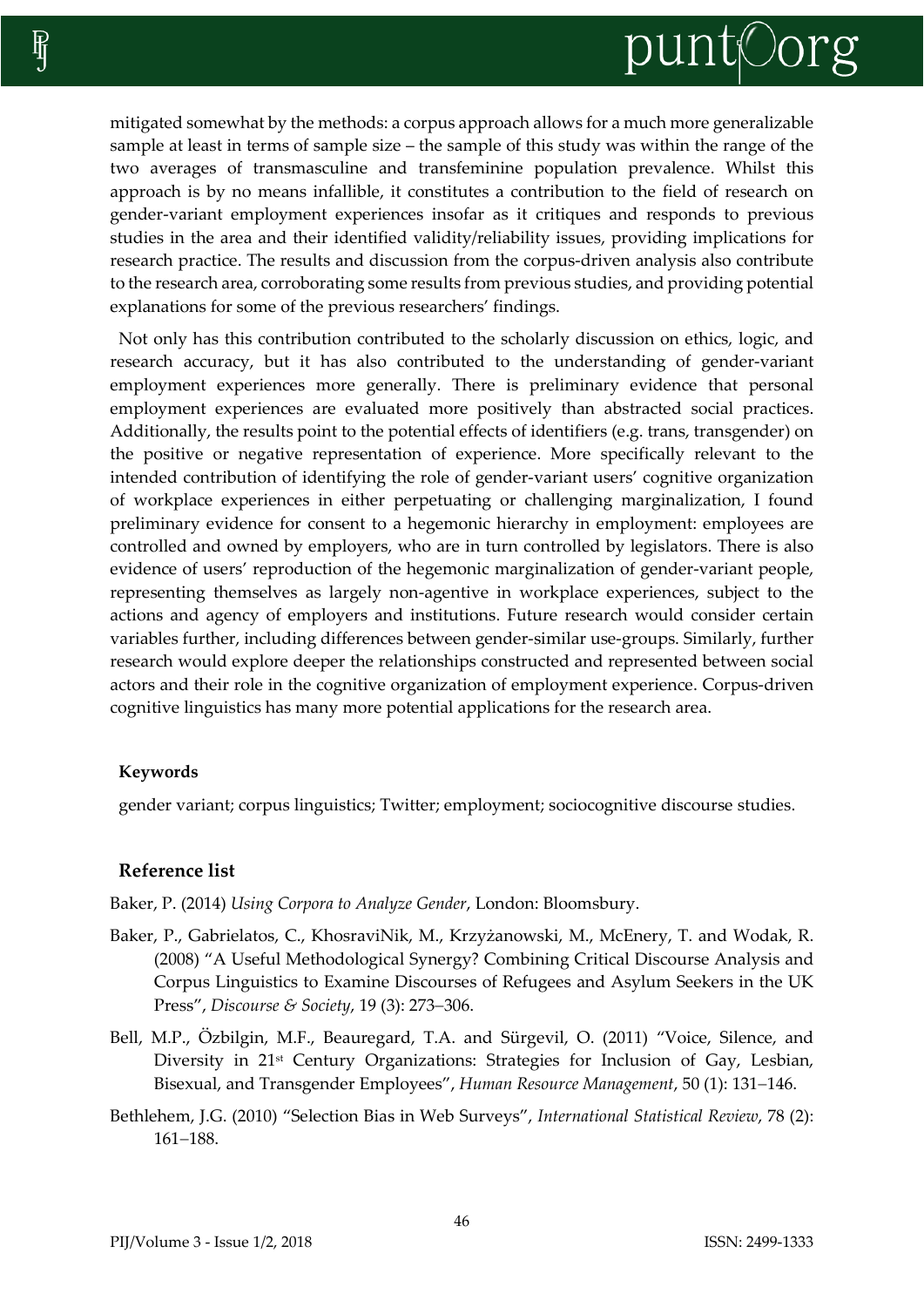mitigated somewhat by the methods: a corpus approach allows for a much more generalizable sample at least in terms of sample size – the sample of this study was within the range of the two averages of transmasculine and transfeminine population prevalence. Whilst this approach is by no means infallible, it constitutes a contribution to the field of research on gender-variant employment experiences insofar as it critiques and responds to previous studies in the area and their identified validity/reliability issues, providing implications for research practice. The results and discussion from the corpus-driven analysis also contribute to the research area, corroborating some results from previous studies, and providing potential explanations for some of the previous researchers' findings.

Not only has this contribution contributed to the scholarly discussion on ethics, logic, and research accuracy, but it has also contributed to the understanding of gender-variant employment experiences more generally. There is preliminary evidence that personal employment experiences are evaluated more positively than abstracted social practices. Additionally, the results point to the potential effects of identifiers (e.g. trans, transgender) on the positive or negative representation of experience. More specifically relevant to the intended contribution of identifying the role of gender-variant users' cognitive organization of workplace experiences in either perpetuating or challenging marginalization, I found preliminary evidence for consent to a hegemonic hierarchy in employment: employees are controlled and owned by employers, who are in turn controlled by legislators. There is also evidence of users' reproduction of the hegemonic marginalization of gender-variant people, representing themselves as largely non-agentive in workplace experiences, subject to the actions and agency of employers and institutions. Future research would consider certain variables further, including differences between gender-similar use-groups. Similarly, further research would explore deeper the relationships constructed and represented between social actors and their role in the cognitive organization of employment experience. Corpus-driven cognitive linguistics has many more potential applications for the research area.

**Keywords**

gender variant; corpus linguistics; Twitter; employment; sociocognitive discourse studies.

## Reference list

Baker, P. (2014) *Using Corpora to Analyze Gender*, London: Bloomsbury.

Baker, P., Gabrielatos, C., KhosraviNik, M., Krzyżanowski, M., McEnery, T. and Wodak, R. (2008) "A Useful Methodological Synergy? Combining Critical Discourse Analysis and Corpus Linguistics to Examine Discourses of Refugees and Asylum Seekers in the UK Press", *Discourse & Society*, 19 (3): 273–306.

Bell, M.P., Özbilgin, M.F., Beauregard, T.A. and Sürgevil, O. (2011) "Voice, Silence, and Diversity in 21st Century Organizations: Strategies for Inclusion of Gay, Lesbian, Bisexual, and Transgender Employees", *Human Resource Management*, 50 (1): 131–146.

Bethlehem, J.G. (2010) "Selection Bias in Web Surveys", *International Statistical Review*, 78 (2): 161–188.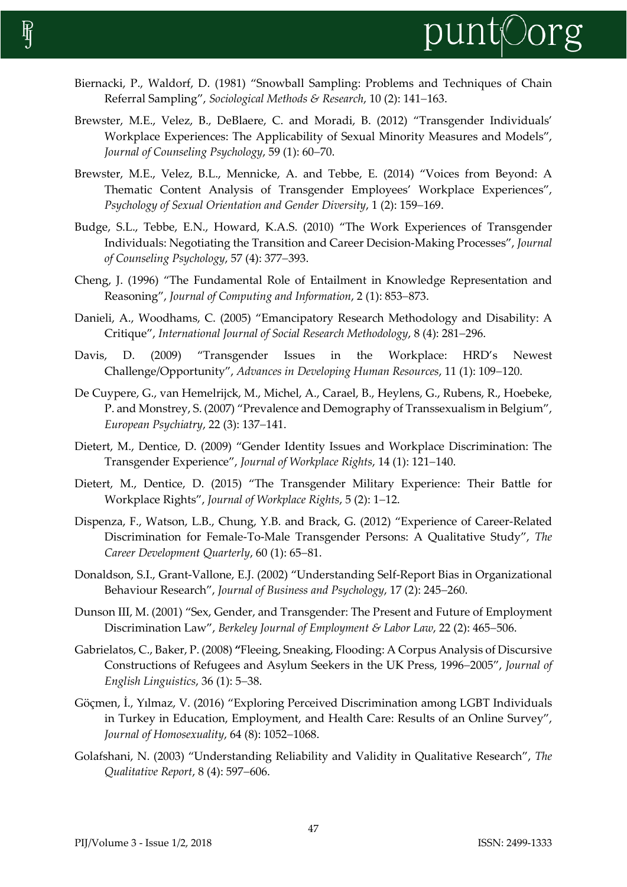Biernacki, P., Waldorf, D. (1981) "Snowball Sampling: Problems and Techniques of Chain Referral Sampling", *Sociological Methods & Research*, 10 (2): 141–163.

Brewster, M.E., Velez, B., DeBlaere, C. and Moradi, B. (2012) "Transgender Individuals' Workplace Experiences: The Applicability of Sexual Minority Measures and Models", *Journal of Counseling Psychology*, 59 (1): 60–70.

Brewster, M.E., Velez, B.L., Mennicke, A. and Tebbe, E. (2014) "Voices from Beyond: A Thematic Content Analysis of Transgender Employees' Workplace Experiences", *Psychology of Sexual Orientation and Gender Diversity*, 1 (2): 159–169.

Budge, S.L., Tebbe, E.N., Howard, K.A.S. (2010) "The Work Experiences of Transgender Individuals: Negotiating the Transition and Career Decision-Making Processes", *Journal of Counseling Psychology*, 57 (4): 377–393.

Cheng, J. (1996) "The Fundamental Role of Entailment in Knowledge Representation and Reasoning", *Journal of Computing and Information*, 2 (1): 853–873.

Danieli, A., Woodhams, C. (2005) "Emancipatory Research Methodology and Disability: A Critique", *International Journal of Social Research Methodology*, 8 (4): 281–296.

Davis, D. (2009) "Transgender Issues in the Workplace: HRD's Newest Challenge/Opportunity", *Advances in Developing Human Resources*, 11 (1): 109–120.

De Cuypere, G., van Hemelrijck, M., Michel, A., Carael, B., Heylens, G., Rubens, R., Hoebeke, P. and Monstrey, S. (2007) "Prevalence and Demography of Transsexualism in Belgium", *European Psychiatry*, 22 (3): 137–141.

Dietert, M., Dentice, D. (2009) "Gender Identity Issues and Workplace Discrimination: The Transgender Experience", *Journal of Workplace Rights*, 14 (1): 121–140.

Dietert, M., Dentice, D. (2015) "The Transgender Military Experience: Their Battle for Workplace Rights", *Journal of Workplace Rights*, 5 (2): 1–12.

Dispenza, F., Watson, L.B., Chung, Y.B. and Brack, G. (2012) "Experience of Career-Related Discrimination for Female-To-Male Transgender Persons: A Qualitative Study", *The Career Development Quarterly*, 60 (1): 65–81.

Donaldson, S.I., Grant-Vallone, E.J. (2002) "Understanding Self-Report Bias in Organizational Behaviour Research", *Journal of Business and Psychology*, 17 (2): 245–260.

Dunson III, M. (2001) "Sex, Gender, and Transgender: The Present and Future of Employment Discrimination Law", *Berkeley Journal of Employment & Labor Law*, 22 (2): 465–506.

Gabrielatos, C., Baker, P. (2008) "Fleeing, Sneaking, Flooding: A Corpus Analysis of Discursive Constructions of Refugees and Asylum Seekers in the UK Press, 1996–2005", *Journal of English Linguistics*, 36 (1): 5–38.

Göçmen, İ., Yılmaz, V. (2016) "Exploring Perceived Discrimination among LGBT Individuals in Turkey in Education, Employment, and Health Care: Results of an Online Survey", *Journal of Homosexuality*, 64 (8): 1052–1068.

Golafshani, N. (2003) "Understanding Reliability and Validity in Qualitative Research", *The Qualitative Report*, 8 (4): 597–606.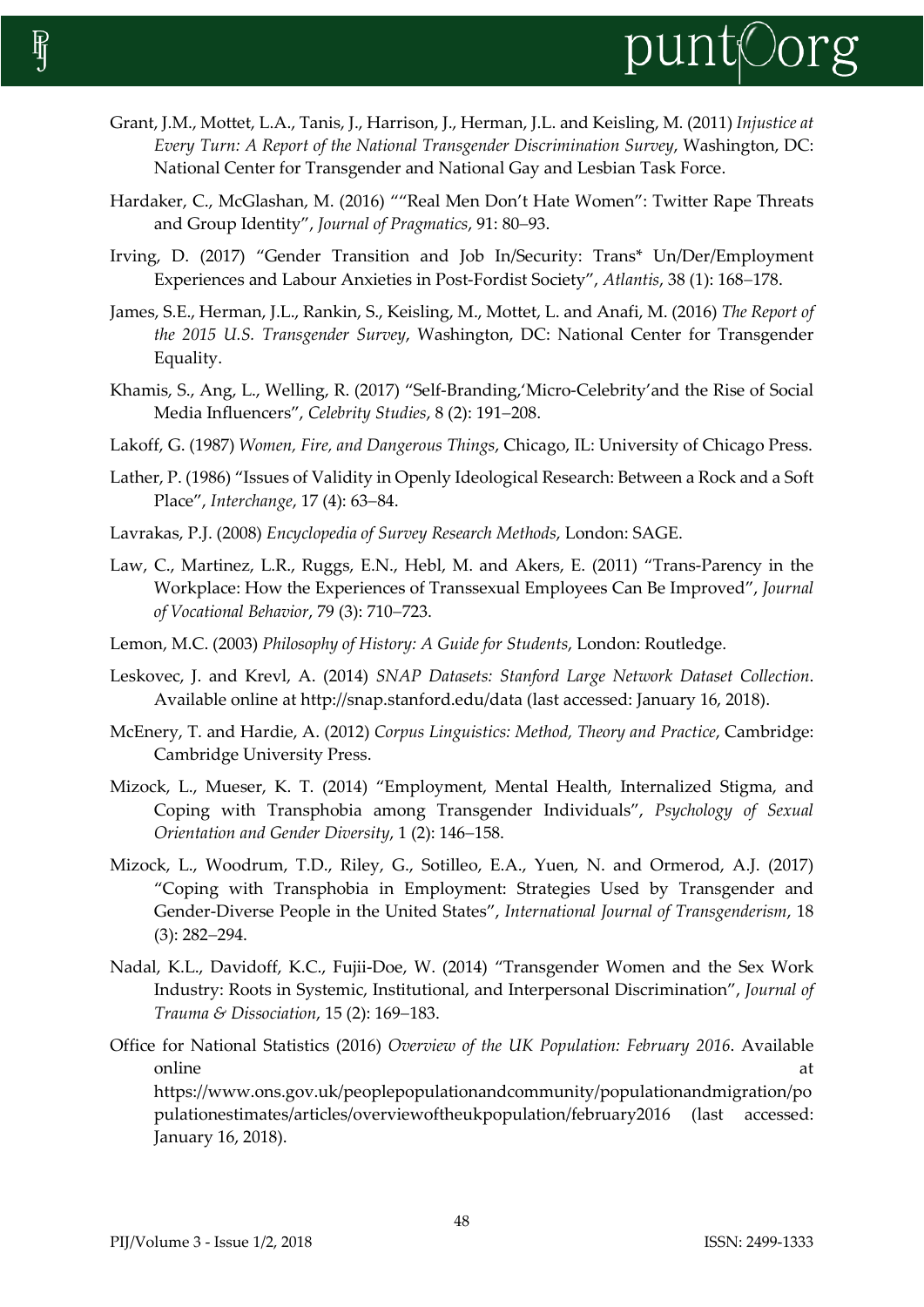Grant, J.M., Mottet, L.A., Tanis, J., Harrison, J., Herman, J.L. and Keisling, M. (2011) *Injustice at Every Turn: A Report of the National Transgender Discrimination Survey*, Washington, DC: National Center for Transgender and National Gay and Lesbian Task Force.

Hardaker, C., McGlashan, M. (2016) ""Real Men Don't Hate Women": Twitter Rape Threats and Group Identity", *Journal of Pragmatics*, 91: 80–93.

Irving, D. (2017) "Gender Transition and Job In/Security: Trans* Un/Der/Employment Experiences and Labour Anxieties in Post-Fordist Society", *Atlantis*, 38 (1): 168–178.

James, S.E., Herman, J.L., Rankin, S., Keisling, M., Mottet, L. and Anafi, M. (2016) *The Report of the 2015 U.S. Transgender Survey*, Washington, DC: National Center for Transgender Equality.

Khamis, S., Ang, L., Welling, R. (2017) "Self-Branding,'Micro-Celebrity'and the Rise of Social Media Influencers", *Celebrity Studies*, 8 (2): 191–208.

Lakoff, G. (1987) *Women, Fire, and Dangerous Things*, Chicago, IL: University of Chicago Press.

Lather, P. (1986) "Issues of Validity in Openly Ideological Research: Between a Rock and a Soft Place", *Interchange*, 17 (4): 63–84.

Lavrakas, P.J. (2008) *Encyclopedia of Survey Research Methods*, London: SAGE.

Law, C., Martinez, L.R., Ruggs, E.N., Hebl, M. and Akers, E. (2011) "Trans-Parency in the Workplace: How the Experiences of Transsexual Employees Can Be Improved", *Journal of Vocational Behavior*, 79 (3): 710–723.

Lemon, M.C. (2003) *Philosophy of History: A Guide for Students*, London: Routledge.

Leskovec, J. and Krevl, A. (2014) *SNAP Datasets: Stanford Large Network Dataset Collection*. Available online at http://snap.stanford.edu/data (last accessed: January 16, 2018).

McEnery, T. and Hardie, A. (2012) *Corpus Linguistics: Method, Theory and Practice*, Cambridge: Cambridge University Press.

Mizock, L., Mueser, K. T. (2014) "Employment, Mental Health, Internalized Stigma, and Coping with Transphobia among Transgender Individuals", *Psychology of Sexual Orientation and Gender Diversity*, 1 (2): 146–158.

Mizock, L., Woodrum, T.D., Riley, G., Sotilleo, E.A., Yuen, N. and Ormerod, A.J. (2017) "Coping with Transphobia in Employment: Strategies Used by Transgender and Gender-Diverse People in the United States", *International Journal of Transgenderism*, 18 (3): 282–294.

Nadal, K.L., Davidoff, K.C., Fujii-Doe, W. (2014) "Transgender Women and the Sex Work Industry: Roots in Systemic, Institutional, and Interpersonal Discrimination", *Journal of Trauma & Dissociation*, 15 (2): 169–183.

Office for National Statistics (2016) *Overview of the UK Population: February 2016*. Available online at https://www.ons.gov.uk/peoplepopulationandcommunity/populationandmigration/populationestimates/articles/overviewoftheukpopulation/february2016 (last accessed: January 16, 2018).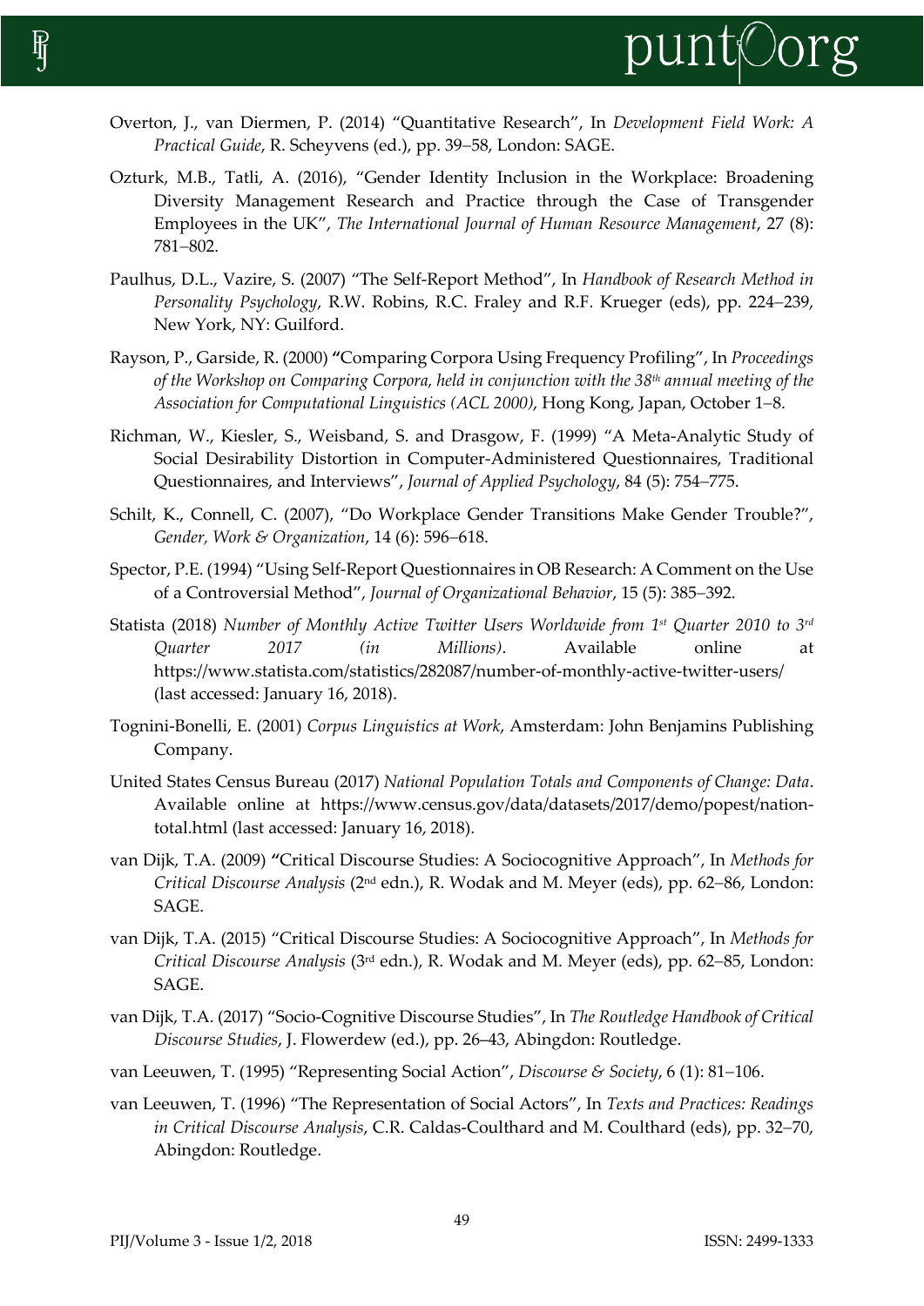Overton, J., van Diermen, P. (2014) "Quantitative Research", In *Development Field Work: A Practical Guide*, R. Scheyvens (ed.), pp. 39–58, London: SAGE.

Ozturk, M.B., Tatli, A. (2016), "Gender Identity Inclusion in the Workplace: Broadening Diversity Management Research and Practice through the Case of Transgender Employees in the UK", *The International Journal of Human Resource Management*, 27 (8): 781–802.

Paulhus, D.L., Vazire, S. (2007) "The Self-Report Method", In *Handbook of Research Method in Personality Psychology*, R.W. Robins, R.C. Fraley and R.F. Krueger (eds), pp. 224–239, New York, NY: Guilford.

Rayson, P., Garside, R. (2000) **"**Comparing Corpora Using Frequency Profiling", In *Proceedings of the Workshop on Comparing Corpora, held in conjunction with the 38th annual meeting of the Association for Computational Linguistics (ACL 2000)*, Hong Kong, Japan, October 1–8.

Richman, W., Kiesler, S., Weisband, S. and Drasgow, F. (1999) "A Meta-Analytic Study of Social Desirability Distortion in Computer-Administered Questionnaires, Traditional Questionnaires, and Interviews", *Journal of Applied Psychology*, 84 (5): 754–775.

Schilt, K., Connell, C. (2007), "Do Workplace Gender Transitions Make Gender Trouble?", *Gender, Work & Organization*, 14 (6): 596–618.

Spector, P.E. (1994) "Using Self-Report Questionnaires in OB Research: A Comment on the Use of a Controversial Method", *Journal of Organizational Behavior*, 15 (5): 385–392.

Statista (2018) *Number of Monthly Active Twitter Users Worldwide from 1st Quarter 2010 to 3rd Quarter 2017 (in Millions)*. Available online at https://www.statista.com/statistics/282087/number-of-monthly-active-twitter-users/ (last accessed: January 16, 2018).

Tognini-Bonelli, E. (2001) *Corpus Linguistics at Work*, Amsterdam: John Benjamins Publishing Company.

United States Census Bureau (2017) *National Population Totals and Components of Change: Data*. Available online at https://www.census.gov/data/datasets/2017/demo/popest/nation-total.html (last accessed: January 16, 2018).

van Dijk, T.A. (2009) **"**Critical Discourse Studies: A Sociocognitive Approach", In *Methods for Critical Discourse Analysis* (2nd edn.), R. Wodak and M. Meyer (eds), pp. 62–86, London: SAGE.

van Dijk, T.A. (2015) "Critical Discourse Studies: A Sociocognitive Approach", In *Methods for Critical Discourse Analysis* (3rd edn.), R. Wodak and M. Meyer (eds), pp. 62–85, London: SAGE.

van Dijk, T.A. (2017) "Socio-Cognitive Discourse Studies", In *The Routledge Handbook of Critical Discourse Studies*, J. Flowerdew (ed.), pp. 26–43, Abingdon: Routledge.

van Leeuwen, T. (1995) "Representing Social Action", *Discourse & Society*, 6 (1): 81–106.

van Leeuwen, T. (1996) "The Representation of Social Actors", In *Texts and Practices: Readings in Critical Discourse Analysis*, C.R. Caldas-Coulthard and M. Coulthard (eds), pp. 32–70, Abingdon: Routledge.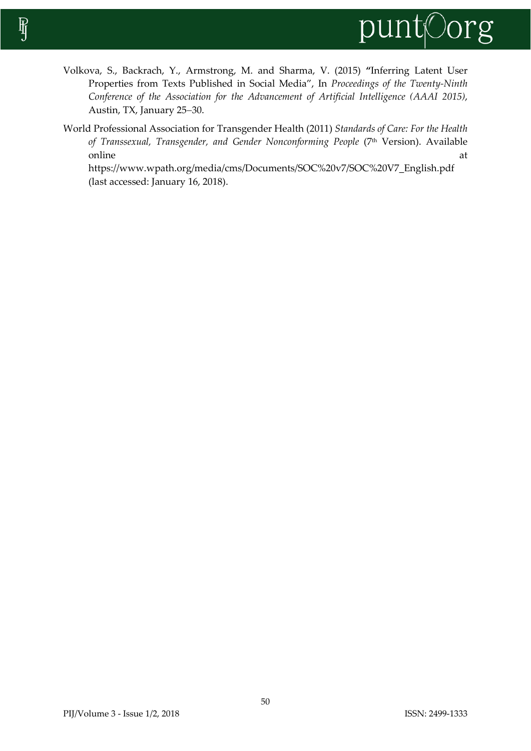Volkova, S., Backrach, Y., Armstrong, M. and Sharma, V. (2015) "Inferring Latent User Properties from Texts Published in Social Media", In *Proceedings of the Twenty-Ninth Conference of the Association for the Advancement of Artificial Intelligence (AAAI 2015)*, Austin, TX, January 25–30.

World Professional Association for Transgender Health (2011) *Standards of Care: For the Health of Transsexual, Transgender, and Gender Nonconforming People* (7th Version). Available online at https://www.wpath.org/media/cms/Documents/SOC%20v7/SOC%20V7_English.pdf (last accessed: January 16, 2018).